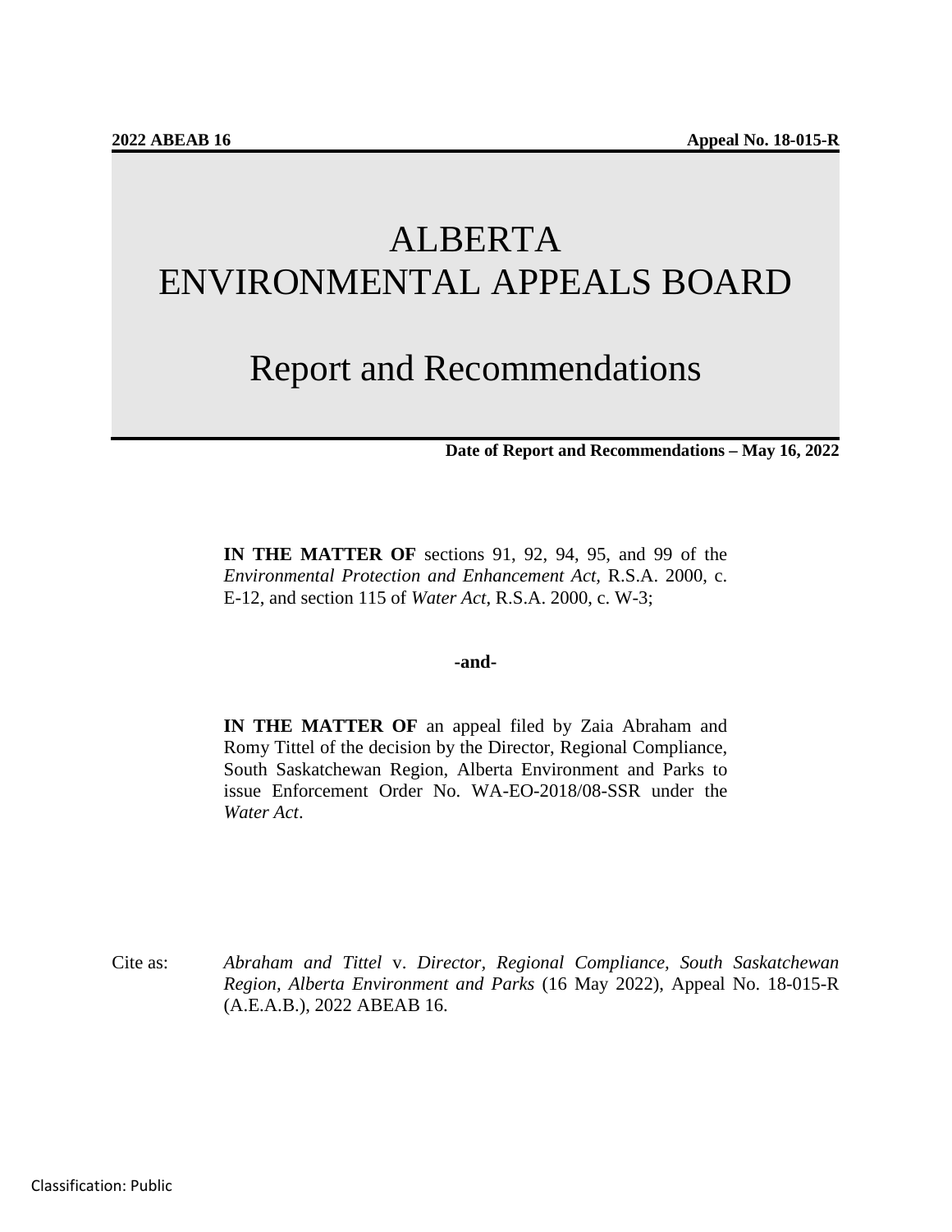**2022 ABEAB 16** **Appeal No. 18-015-R**

# ALBERTA ENVIRONMENTAL APPEALS BOARD

# Report and Recommendations

**Date of Report and Recommendations – May 16, 2022**

**IN THE MATTER OF** sections 91, 92, 94, 95, and 99 of the *Environmental Protection and Enhancement Act*, R.S.A. 2000, c. E-12, and section 115 of *Water Act*, R.S.A. 2000, c. W-3;

**-and-**

**IN THE MATTER OF** an appeal filed by Zaia Abraham and Romy Tittel of the decision by the Director, Regional Compliance, South Saskatchewan Region, Alberta Environment and Parks to issue Enforcement Order No. WA-EO-2018/08-SSR under the *Water Act*.

Cite as: *Abraham and Tittel* v. *Director, Regional Compliance, South Saskatchewan Region, Alberta Environment and Parks* (16 May 2022), Appeal No. 18-015-R (A.E.A.B.), 2022 ABEAB 16.

Classification: Public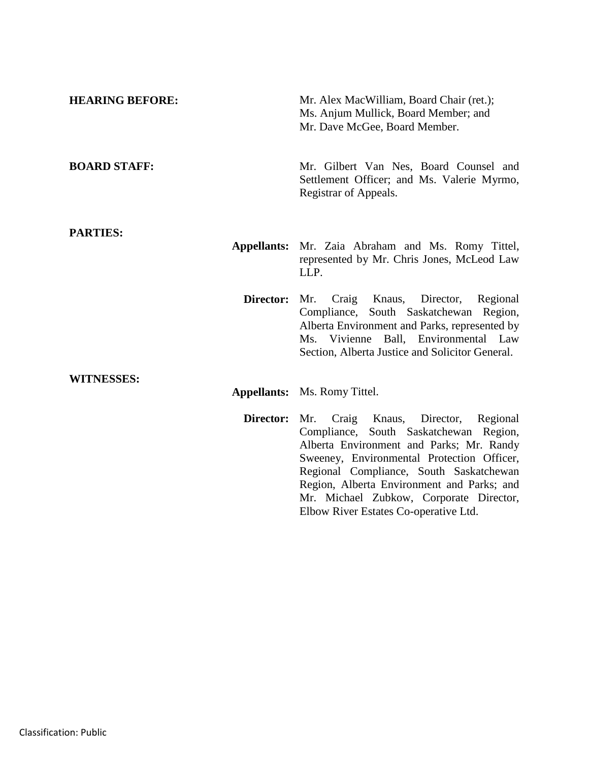**HEARING BEFORE:** Mr. Alex MacWilliam, Board Chair (ret.); Ms. Anjum Mullick, Board Member; and Mr. Dave McGee, Board Member.

**BOARD STAFF:** Mr. Gilbert Van Nes, Board Counsel and Settlement Officer; and Ms. Valerie Myrmo, Registrar of Appeals.

**PARTIES:**

**Appellants:** Mr. Zaia Abraham and Ms. Romy Tittel, represented by Mr. Chris Jones, McLeod Law LLP.

**Director:** Mr. Craig Knaus, Director, Regional Compliance, South Saskatchewan Region, Alberta Environment and Parks, represented by Ms. Vivienne Ball, Environmental Law Section, Alberta Justice and Solicitor General.

**WITNESSES:**

**Appellants:** Ms. Romy Tittel.

**Director:** Mr. Craig Knaus, Director, Regional Compliance, South Saskatchewan Region, Alberta Environment and Parks; Mr. Randy Sweeney, Environmental Protection Officer, Regional Compliance, South Saskatchewan Region, Alberta Environment and Parks; and Mr. Michael Zubkow, Corporate Director, Elbow River Estates Co-operative Ltd.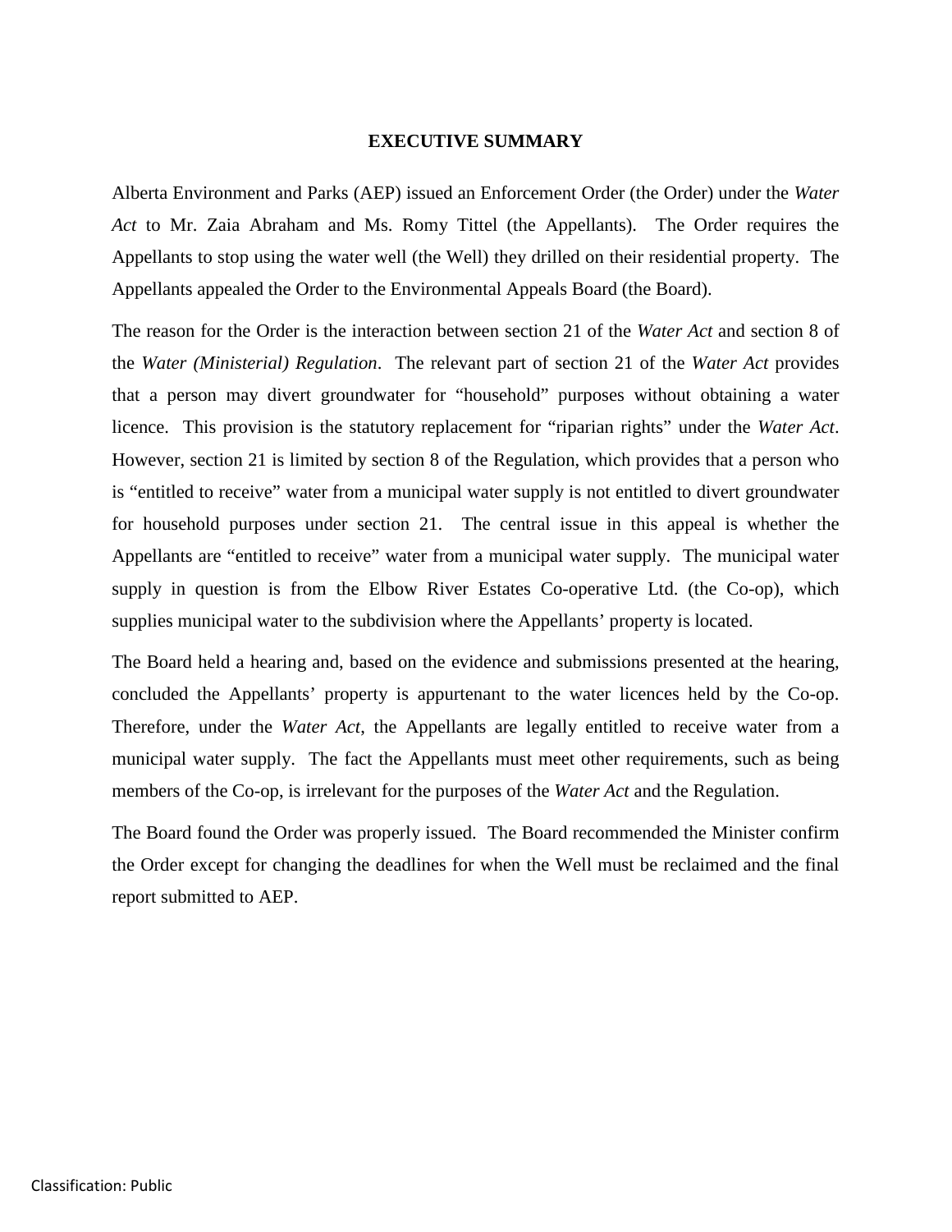## EXECUTIVE SUMMARY

Alberta Environment and Parks (AEP) issued an Enforcement Order (the Order) under the *Water Act* to Mr. Zaia Abraham and Ms. Romy Tittel (the Appellants). The Order requires the Appellants to stop using the water well (the Well) they drilled on their residential property. The Appellants appealed the Order to the Environmental Appeals Board (the Board).

The reason for the Order is the interaction between section 21 of the *Water Act* and section 8 of the *Water (Ministerial) Regulation*. The relevant part of section 21 of the *Water Act* provides that a person may divert groundwater for "household" purposes without obtaining a water licence. This provision is the statutory replacement for "riparian rights" under the *Water Act*. However, section 21 is limited by section 8 of the Regulation, which provides that a person who is "entitled to receive" water from a municipal water supply is not entitled to divert groundwater for household purposes under section 21. The central issue in this appeal is whether the Appellants are "entitled to receive" water from a municipal water supply. The municipal water supply in question is from the Elbow River Estates Co-operative Ltd. (the Co-op), which supplies municipal water to the subdivision where the Appellants' property is located.

The Board held a hearing and, based on the evidence and submissions presented at the hearing, concluded the Appellants' property is appurtenant to the water licences held by the Co-op. Therefore, under the *Water Act*, the Appellants are legally entitled to receive water from a municipal water supply. The fact the Appellants must meet other requirements, such as being members of the Co-op, is irrelevant for the purposes of the *Water Act* and the Regulation.

The Board found the Order was properly issued. The Board recommended the Minister confirm the Order except for changing the deadlines for when the Well must be reclaimed and the final report submitted to AEP.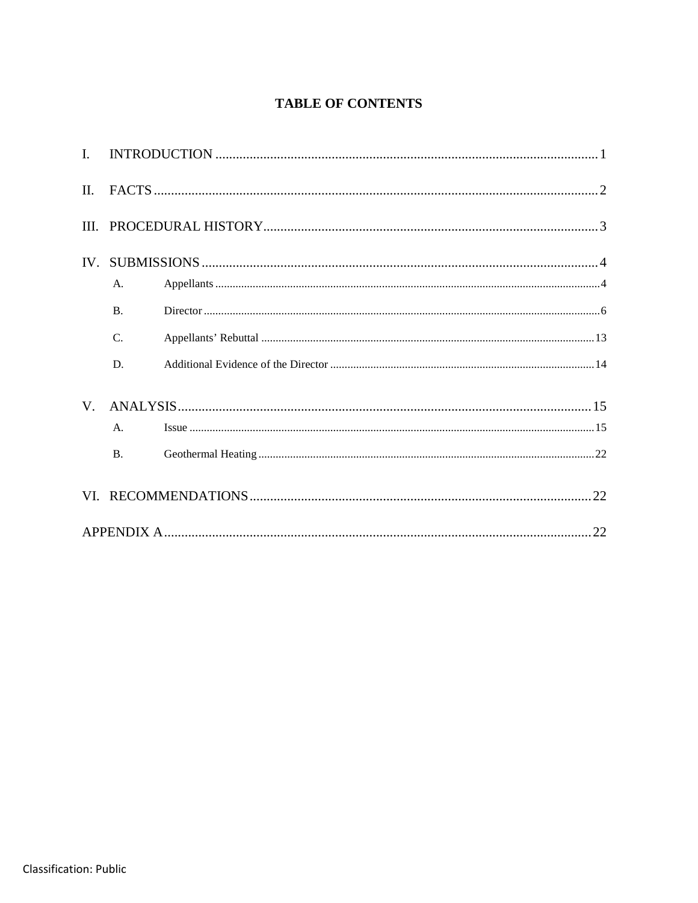**TABLE OF CONTENTS**

I. INTRODUCTION ........................................................................ 1

II. FACTS ........................................................................ 2

III. PROCEDURAL HISTORY ........................................................................ 3

IV. SUBMISSIONS ........................................................................ 4

- A. Appellants ........................................................................ 4
- B. Director ........................................................................ 6
- C. Appellants' Rebuttal ........................................................................ 13
- D. Additional Evidence of the Director ........................................................................ 14

V. ANALYSIS ........................................................................ 15

- A. Issue ........................................................................ 15
- B. Geothermal Heating ........................................................................ 22

VI. RECOMMENDATIONS ........................................................................ 22

APPENDIX A ........................................................................ 22

Classification: Public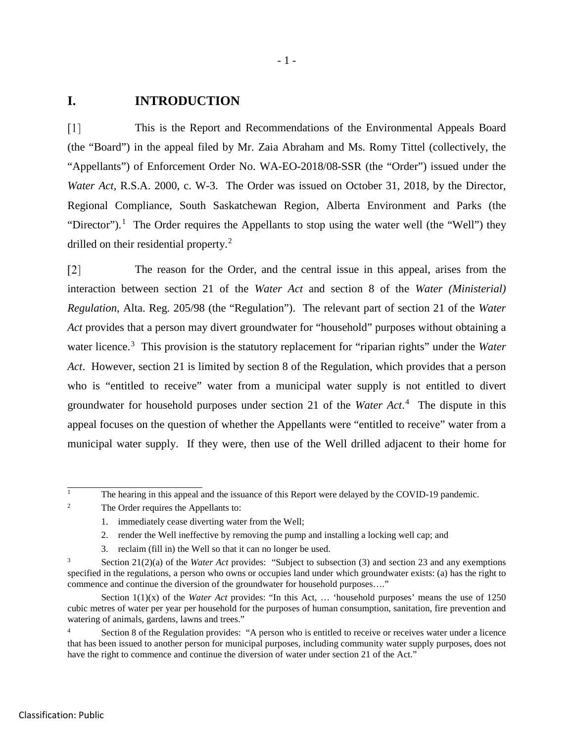# I. INTRODUCTION

[1] This is the Report and Recommendations of the Environmental Appeals Board (the "Board") in the appeal filed by Mr. Zaia Abraham and Ms. Romy Tittel (collectively, the "Appellants") of Enforcement Order No. WA-EO-2018/08-SSR (the "Order") issued under the *Water Act*, R.S.A. 2000, c. W-3. The Order was issued on October 31, 2018, by the Director, Regional Compliance, South Saskatchewan Region, Alberta Environment and Parks (the "Director").[1] The Order requires the Appellants to stop using the water well (the "Well") they drilled on their residential property.[2]

[2] The reason for the Order, and the central issue in this appeal, arises from the interaction between section 21 of the *Water Act* and section 8 of the *Water (Ministerial) Regulation*, Alta. Reg. 205/98 (the "Regulation"). The relevant part of section 21 of the *Water Act* provides that a person may divert groundwater for "household" purposes without obtaining a water licence.[3] This provision is the statutory replacement for "riparian rights" under the *Water Act*. However, section 21 is limited by section 8 of the Regulation, which provides that a person who is "entitled to receive" water from a municipal water supply is not entitled to divert groundwater for household purposes under section 21 of the *Water Act*.[4] The dispute in this appeal focuses on the question of whether the Appellants were "entitled to receive" water from a municipal water supply. If they were, then use of the Well drilled adjacent to their home for

---

[1] The hearing in this appeal and the issuance of this Report were delayed by the COVID-19 pandemic.

[2] The Order requires the Appellants to:

1. immediately cease diverting water from the Well;
2. render the Well ineffective by removing the pump and installing a locking well cap; and
3. reclaim (fill in) the Well so that it can no longer be used.

[3] Section 21(2)(a) of the *Water Act* provides: "Subject to subsection (3) and section 23 and any exemptions specified in the regulations, a person who owns or occupies land under which groundwater exists: (a) has the right to commence and continue the diversion of the groundwater for household purposes…."

Section 1(1)(x) of the *Water Act* provides: "In this Act, … 'household purposes' means the use of 1250 cubic metres of water per year per household for the purposes of human consumption, sanitation, fire prevention and watering of animals, gardens, lawns and trees."

[4] Section 8 of the Regulation provides: "A person who is entitled to receive or receives water under a licence that has been issued to another person for municipal purposes, including community water supply purposes, does not have the right to commence and continue the diversion of water under section 21 of the Act."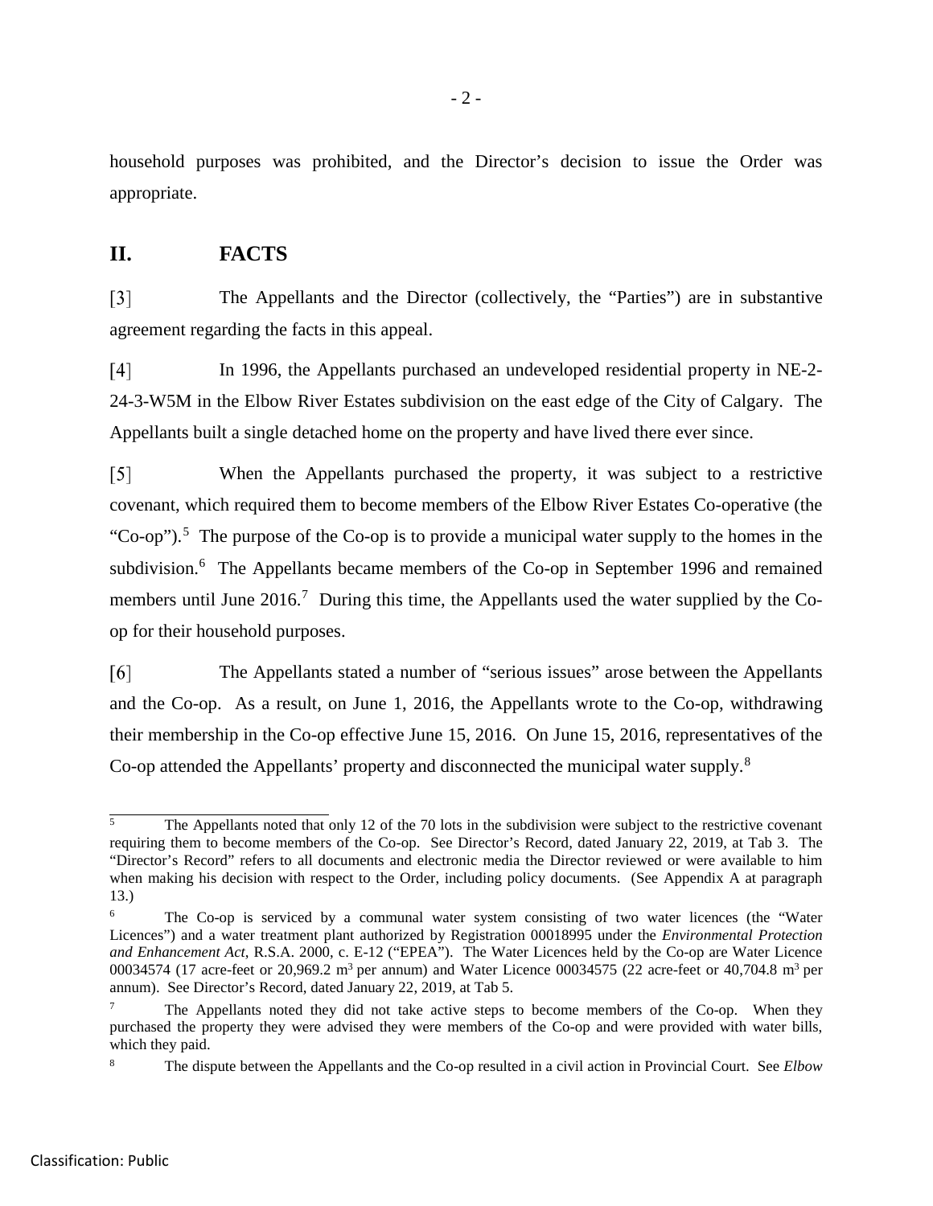household purposes was prohibited, and the Director's decision to issue the Order was appropriate.

## II. FACTS

[3] The Appellants and the Director (collectively, the "Parties") are in substantive agreement regarding the facts in this appeal.

[4] In 1996, the Appellants purchased an undeveloped residential property in NE-2-24-3-W5M in the Elbow River Estates subdivision on the east edge of the City of Calgary. The Appellants built a single detached home on the property and have lived there ever since.

[5] When the Appellants purchased the property, it was subject to a restrictive covenant, which required them to become members of the Elbow River Estates Co-operative (the "Co-op").[5] The purpose of the Co-op is to provide a municipal water supply to the homes in the subdivision.[6] The Appellants became members of the Co-op in September 1996 and remained members until June 2016.[7] During this time, the Appellants used the water supplied by the Co-op for their household purposes.

[6] The Appellants stated a number of "serious issues" arose between the Appellants and the Co-op. As a result, on June 1, 2016, the Appellants wrote to the Co-op, withdrawing their membership in the Co-op effective June 15, 2016. On June 15, 2016, representatives of the Co-op attended the Appellants' property and disconnected the municipal water supply.[8]

---

[5] The Appellants noted that only 12 of the 70 lots in the subdivision were subject to the restrictive covenant requiring them to become members of the Co-op. See Director's Record, dated January 22, 2019, at Tab 3. The "Director's Record" refers to all documents and electronic media the Director reviewed or were available to him when making his decision with respect to the Order, including policy documents. (See Appendix A at paragraph 13.)

[6] The Co-op is serviced by a communal water system consisting of two water licences (the "Water Licences") and a water treatment plant authorized by Registration 00018995 under the *Environmental Protection and Enhancement Act*, R.S.A. 2000, c. E-12 ("EPEA"). The Water Licences held by the Co-op are Water Licence 00034574 (17 acre-feet or 20,969.2 $m^3$ per annum) and Water Licence 00034575 (22 acre-feet or 40,704.8 $m^3$ per annum). See Director's Record, dated January 22, 2019, at Tab 5.

[7] The Appellants noted they did not take active steps to become members of the Co-op. When they purchased the property they were advised they were members of the Co-op and were provided with water bills, which they paid.

[8] The dispute between the Appellants and the Co-op resulted in a civil action in Provincial Court. See *Elbow*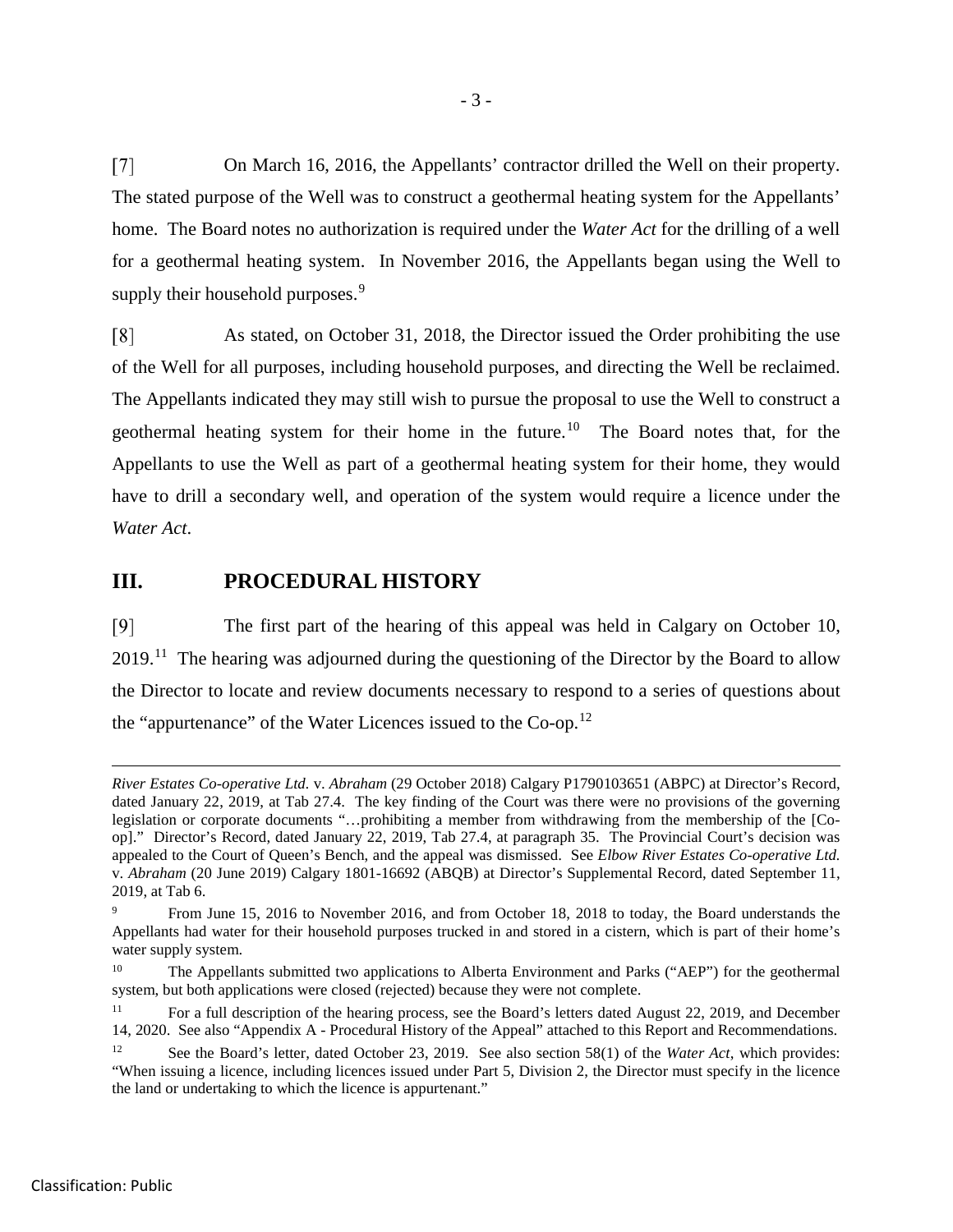[7] On March 16, 2016, the Appellants' contractor drilled the Well on their property. The stated purpose of the Well was to construct a geothermal heating system for the Appellants' home. The Board notes no authorization is required under the *Water Act* for the drilling of a well for a geothermal heating system. In November 2016, the Appellants began using the Well to supply their household purposes.[9]

[8] As stated, on October 31, 2018, the Director issued the Order prohibiting the use of the Well for all purposes, including household purposes, and directing the Well be reclaimed. The Appellants indicated they may still wish to pursue the proposal to use the Well to construct a geothermal heating system for their home in the future.[10] The Board notes that, for the Appellants to use the Well as part of a geothermal heating system for their home, they would have to drill a secondary well, and operation of the system would require a licence under the *Water Act*.

## III. PROCEDURAL HISTORY

[9] The first part of the hearing of this appeal was held in Calgary on October 10, 2019.[11] The hearing was adjourned during the questioning of the Director by the Board to allow the Director to locate and review documents necessary to respond to a series of questions about the "appurtenance" of the Water Licences issued to the Co-op.[12]

---

*River Estates Co-operative Ltd.* v. *Abraham* (29 October 2018) Calgary P1790103651 (ABPC) at Director's Record, dated January 22, 2019, at Tab 27.4. The key finding of the Court was there were no provisions of the governing legislation or corporate documents "…prohibiting a member from withdrawing from the membership of the [Co-op]." Director's Record, dated January 22, 2019, Tab 27.4, at paragraph 35. The Provincial Court's decision was appealed to the Court of Queen's Bench, and the appeal was dismissed. See *Elbow River Estates Co-operative Ltd.* v. *Abraham* (20 June 2019) Calgary 1801-16692 (ABQB) at Director's Supplemental Record, dated September 11, 2019, at Tab 6.

[9] From June 15, 2016 to November 2016, and from October 18, 2018 to today, the Board understands the Appellants had water for their household purposes trucked in and stored in a cistern, which is part of their home's water supply system.

[10] The Appellants submitted two applications to Alberta Environment and Parks ("AEP") for the geothermal system, but both applications were closed (rejected) because they were not complete.

[11] For a full description of the hearing process, see the Board's letters dated August 22, 2019, and December 14, 2020. See also "Appendix A - Procedural History of the Appeal" attached to this Report and Recommendations.

[12] See the Board's letter, dated October 23, 2019. See also section 58(1) of the *Water Act*, which provides: "When issuing a licence, including licences issued under Part 5, Division 2, the Director must specify in the licence the land or undertaking to which the licence is appurtenant."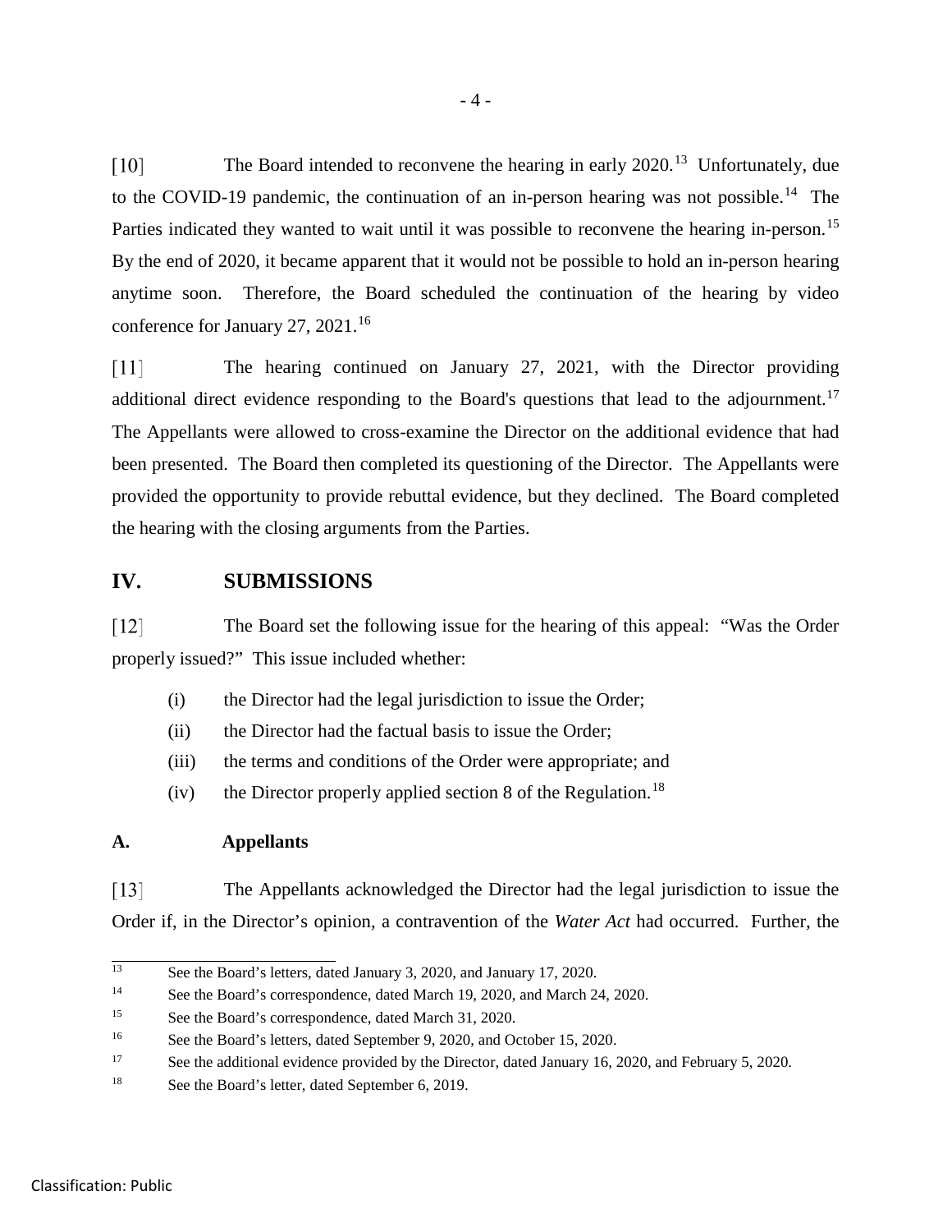[10] The Board intended to reconvene the hearing in early 2020.[13] Unfortunately, due to the COVID-19 pandemic, the continuation of an in-person hearing was not possible.[14] The Parties indicated they wanted to wait until it was possible to reconvene the hearing in-person.[15] By the end of 2020, it became apparent that it would not be possible to hold an in-person hearing anytime soon. Therefore, the Board scheduled the continuation of the hearing by video conference for January 27, 2021.[16]

[11] The hearing continued on January 27, 2021, with the Director providing additional direct evidence responding to the Board's questions that lead to the adjournment.[17] The Appellants were allowed to cross-examine the Director on the additional evidence that had been presented. The Board then completed its questioning of the Director. The Appellants were provided the opportunity to provide rebuttal evidence, but they declined. The Board completed the hearing with the closing arguments from the Parties.

## IV. SUBMISSIONS

[12] The Board set the following issue for the hearing of this appeal: "Was the Order properly issued?" This issue included whether:

(i) the Director had the legal jurisdiction to issue the Order;

(ii) the Director had the factual basis to issue the Order;

(iii) the terms and conditions of the Order were appropriate; and

(iv) the Director properly applied section 8 of the Regulation.[18]

### A. Appellants

[13] The Appellants acknowledged the Director had the legal jurisdiction to issue the Order if, in the Director's opinion, a contravention of the *Water Act* had occurred. Further, the

---

13 See the Board's letters, dated January 3, 2020, and January 17, 2020.

14 See the Board's correspondence, dated March 19, 2020, and March 24, 2020.

15 See the Board's correspondence, dated March 31, 2020.

16 See the Board's letters, dated September 9, 2020, and October 15, 2020.

17 See the additional evidence provided by the Director, dated January 16, 2020, and February 5, 2020.

18 See the Board's letter, dated September 6, 2019.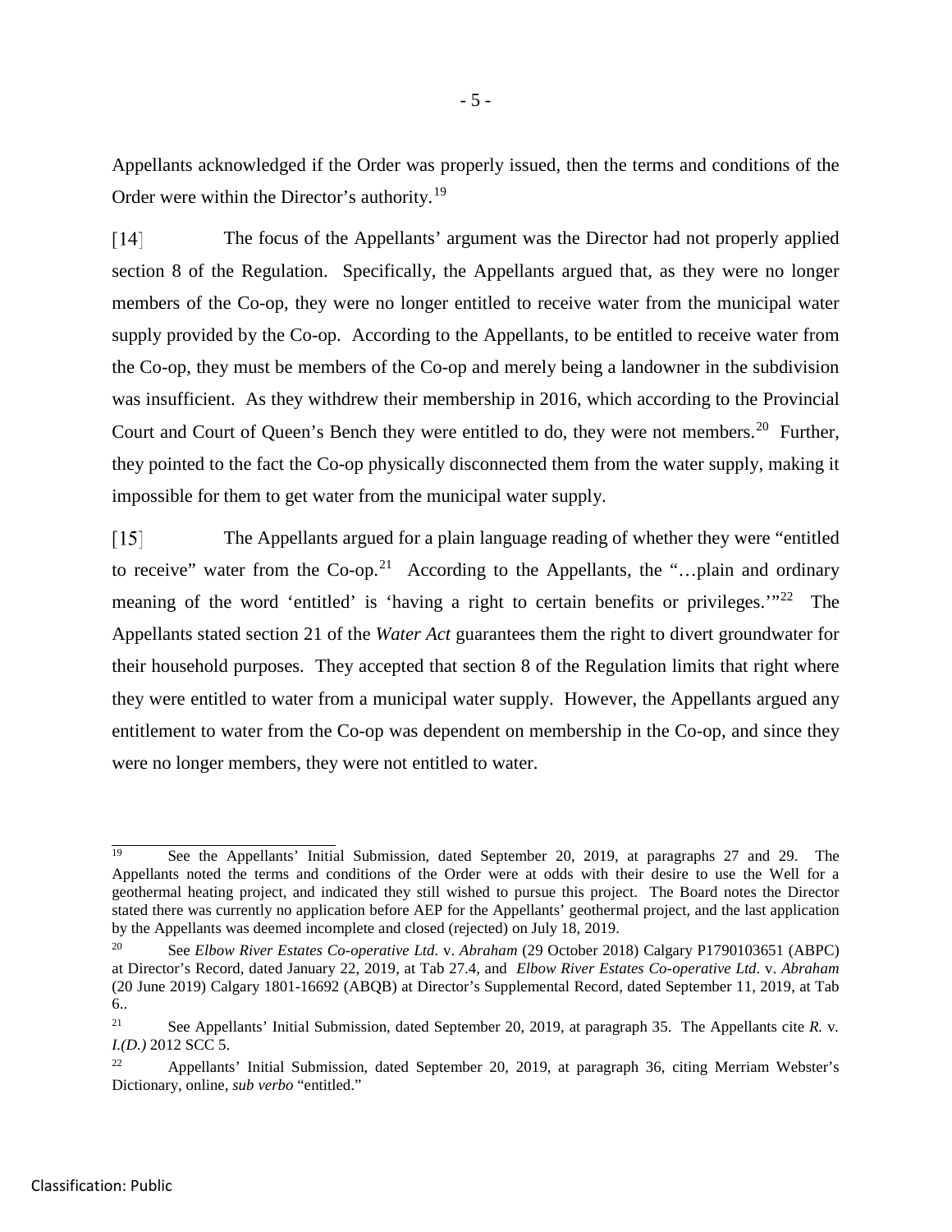Appellants acknowledged if the Order was properly issued, then the terms and conditions of the Order were within the Director's authority.[19]

[14] The focus of the Appellants' argument was the Director had not properly applied section 8 of the Regulation. Specifically, the Appellants argued that, as they were no longer members of the Co-op, they were no longer entitled to receive water from the municipal water supply provided by the Co-op. According to the Appellants, to be entitled to receive water from the Co-op, they must be members of the Co-op and merely being a landowner in the subdivision was insufficient. As they withdrew their membership in 2016, which according to the Provincial Court and Court of Queen's Bench they were entitled to do, they were not members.[20] Further, they pointed to the fact the Co-op physically disconnected them from the water supply, making it impossible for them to get water from the municipal water supply.

[15] The Appellants argued for a plain language reading of whether they were "entitled to receive" water from the Co-op.[21] According to the Appellants, the "…plain and ordinary meaning of the word 'entitled' is 'having a right to certain benefits or privileges.'"[22] The Appellants stated section 21 of the *Water Act* guarantees them the right to divert groundwater for their household purposes. They accepted that section 8 of the Regulation limits that right where they were entitled to water from a municipal water supply. However, the Appellants argued any entitlement to water from the Co-op was dependent on membership in the Co-op, and since they were no longer members, they were not entitled to water.

---

[19] See the Appellants' Initial Submission, dated September 20, 2019, at paragraphs 27 and 29. The Appellants noted the terms and conditions of the Order were at odds with their desire to use the Well for a geothermal heating project, and indicated they still wished to pursue this project. The Board notes the Director stated there was currently no application before AEP for the Appellants' geothermal project, and the last application by the Appellants was deemed incomplete and closed (rejected) on July 18, 2019.

[20] See *Elbow River Estates Co-operative Ltd.* v. *Abraham* (29 October 2018) Calgary P1790103651 (ABPC) at Director's Record, dated January 22, 2019, at Tab 27.4, and *Elbow River Estates Co-operative Ltd.* v. *Abraham* (20 June 2019) Calgary 1801-16692 (ABQB) at Director's Supplemental Record, dated September 11, 2019, at Tab 6..

[21] See Appellants' Initial Submission, dated September 20, 2019, at paragraph 35. The Appellants cite *R.* v. *I.(D.)* 2012 SCC 5.

[22] Appellants' Initial Submission, dated September 20, 2019, at paragraph 36, citing Merriam Webster's Dictionary, online, *sub verbo* "entitled."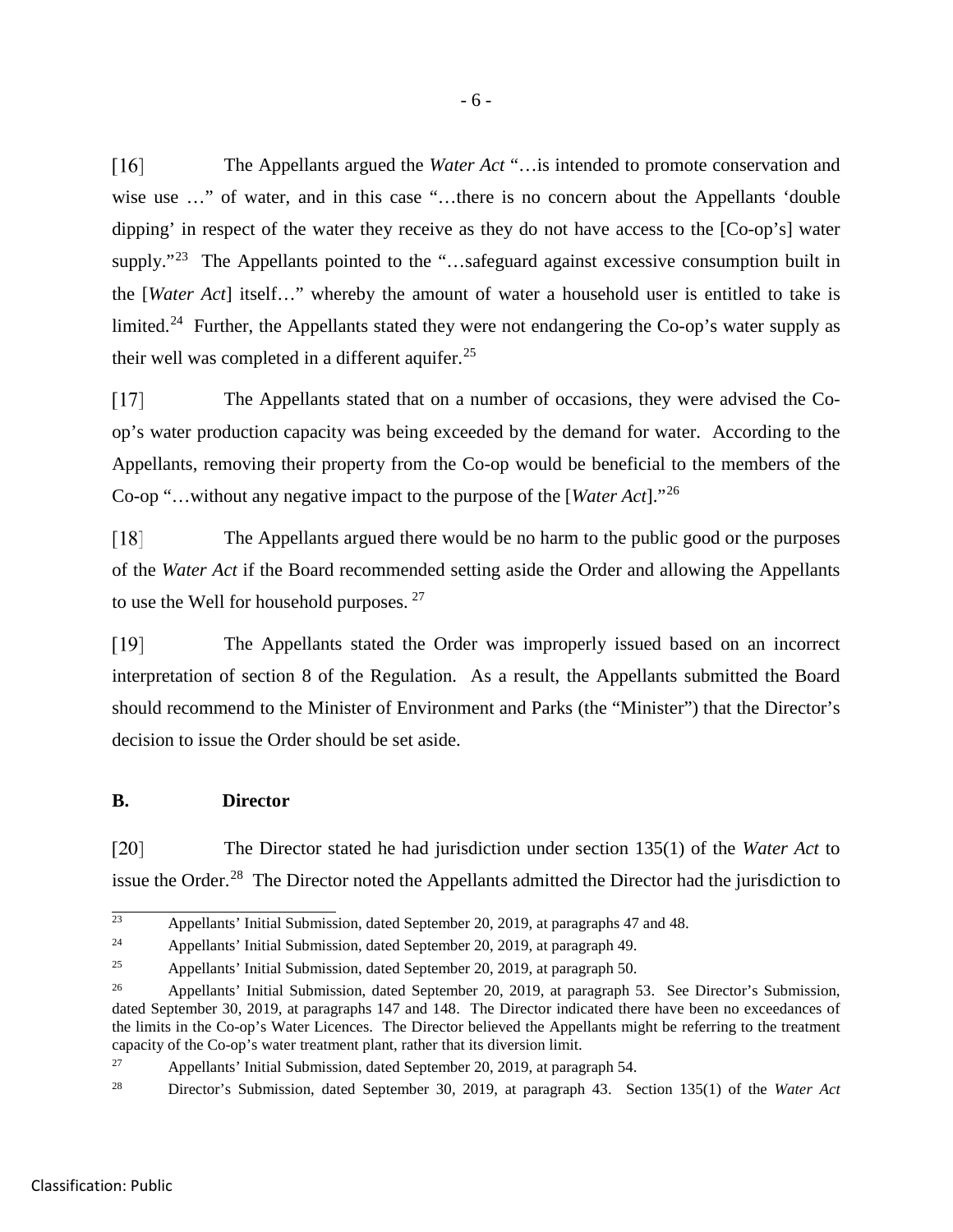[16] The Appellants argued the *Water Act* "…is intended to promote conservation and wise use …" of water, and in this case "…there is no concern about the Appellants 'double dipping' in respect of the water they receive as they do not have access to the [Co-op's] water supply."[23] The Appellants pointed to the "…safeguard against excessive consumption built in the [*Water Act*] itself…" whereby the amount of water a household user is entitled to take is limited.[24] Further, the Appellants stated they were not endangering the Co-op's water supply as their well was completed in a different aquifer.[25]

[17] The Appellants stated that on a number of occasions, they were advised the Co-op's water production capacity was being exceeded by the demand for water. According to the Appellants, removing their property from the Co-op would be beneficial to the members of the Co-op "…without any negative impact to the purpose of the [*Water Act*]."[26]

[18] The Appellants argued there would be no harm to the public good or the purposes of the *Water Act* if the Board recommended setting aside the Order and allowing the Appellants to use the Well for household purposes.[27]

[19] The Appellants stated the Order was improperly issued based on an incorrect interpretation of section 8 of the Regulation. As a result, the Appellants submitted the Board should recommend to the Minister of Environment and Parks (the "Minister") that the Director's decision to issue the Order should be set aside.

### B. Director

[20] The Director stated he had jurisdiction under section 135(1) of the *Water Act* to issue the Order.[28] The Director noted the Appellants admitted the Director had the jurisdiction to

---

[23] Appellants' Initial Submission, dated September 20, 2019, at paragraphs 47 and 48.

[24] Appellants' Initial Submission, dated September 20, 2019, at paragraph 49.

[25] Appellants' Initial Submission, dated September 20, 2019, at paragraph 50.

[26] Appellants' Initial Submission, dated September 20, 2019, at paragraph 53. See Director's Submission, dated September 30, 2019, at paragraphs 147 and 148. The Director indicated there have been no exceedances of the limits in the Co-op's Water Licences. The Director believed the Appellants might be referring to the treatment capacity of the Co-op's water treatment plant, rather that its diversion limit.

[27] Appellants' Initial Submission, dated September 20, 2019, at paragraph 54.

[28] Director's Submission, dated September 30, 2019, at paragraph 43. Section 135(1) of the *Water Act*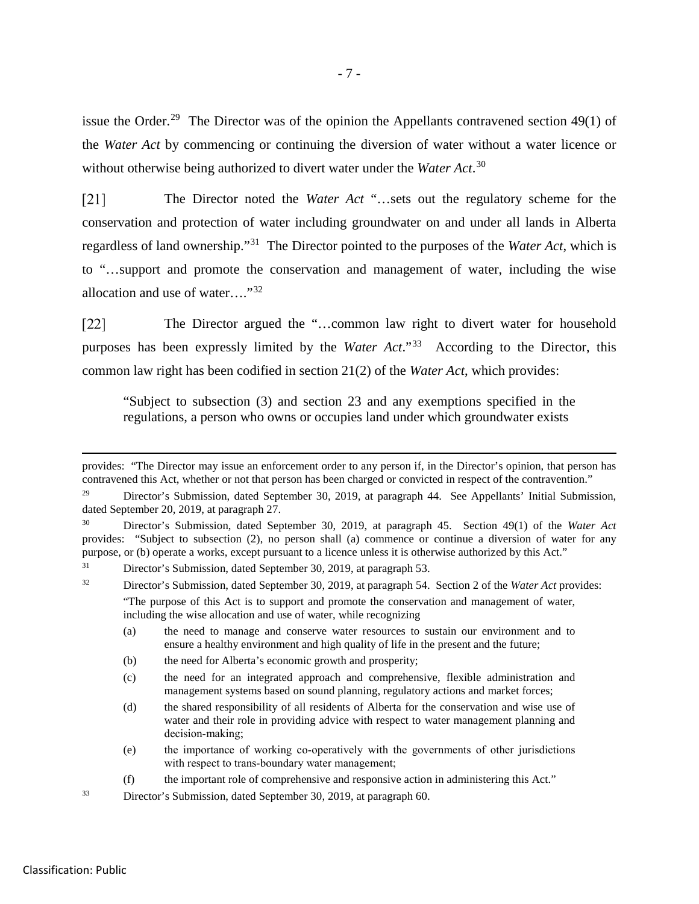issue the Order.[29] The Director was of the opinion the Appellants contravened section 49(1) of the *Water Act* by commencing or continuing the diversion of water without a water licence or without otherwise being authorized to divert water under the *Water Act*.[30]

[21] The Director noted the *Water Act* "…sets out the regulatory scheme for the conservation and protection of water including groundwater on and under all lands in Alberta regardless of land ownership."[31] The Director pointed to the purposes of the *Water Act*, which is to "…support and promote the conservation and management of water, including the wise allocation and use of water…."[32]

[22] The Director argued the "…common law right to divert water for household purposes has been expressly limited by the *Water Act*."[33] According to the Director, this common law right has been codified in section 21(2) of the *Water Act*, which provides:

> "Subject to subsection (3) and section 23 and any exemptions specified in the regulations, a person who owns or occupies land under which groundwater exists

---

provides: "The Director may issue an enforcement order to any person if, in the Director's opinion, that person has contravened this Act, whether or not that person has been charged or convicted in respect of the contravention."

[29] Director's Submission, dated September 30, 2019, at paragraph 44. See Appellants' Initial Submission, dated September 20, 2019, at paragraph 27.

[30] Director's Submission, dated September 30, 2019, at paragraph 45. Section 49(1) of the *Water Act* provides: "Subject to subsection (2), no person shall (a) commence or continue a diversion of water for any purpose, or (b) operate a works, except pursuant to a licence unless it is otherwise authorized by this Act."

[31] Director's Submission, dated September 30, 2019, at paragraph 53.

[32] Director's Submission, dated September 30, 2019, at paragraph 54. Section 2 of the *Water Act* provides:

"The purpose of this Act is to support and promote the conservation and management of water, including the wise allocation and use of water, while recognizing

(a) the need to manage and conserve water resources to sustain our environment and to ensure a healthy environment and high quality of life in the present and the future;

(b) the need for Alberta's economic growth and prosperity;

(c) the need for an integrated approach and comprehensive, flexible administration and management systems based on sound planning, regulatory actions and market forces;

(d) the shared responsibility of all residents of Alberta for the conservation and wise use of water and their role in providing advice with respect to water management planning and decision-making;

(e) the importance of working co-operatively with the governments of other jurisdictions with respect to trans-boundary water management;

(f) the important role of comprehensive and responsive action in administering this Act."

[33] Director's Submission, dated September 30, 2019, at paragraph 60.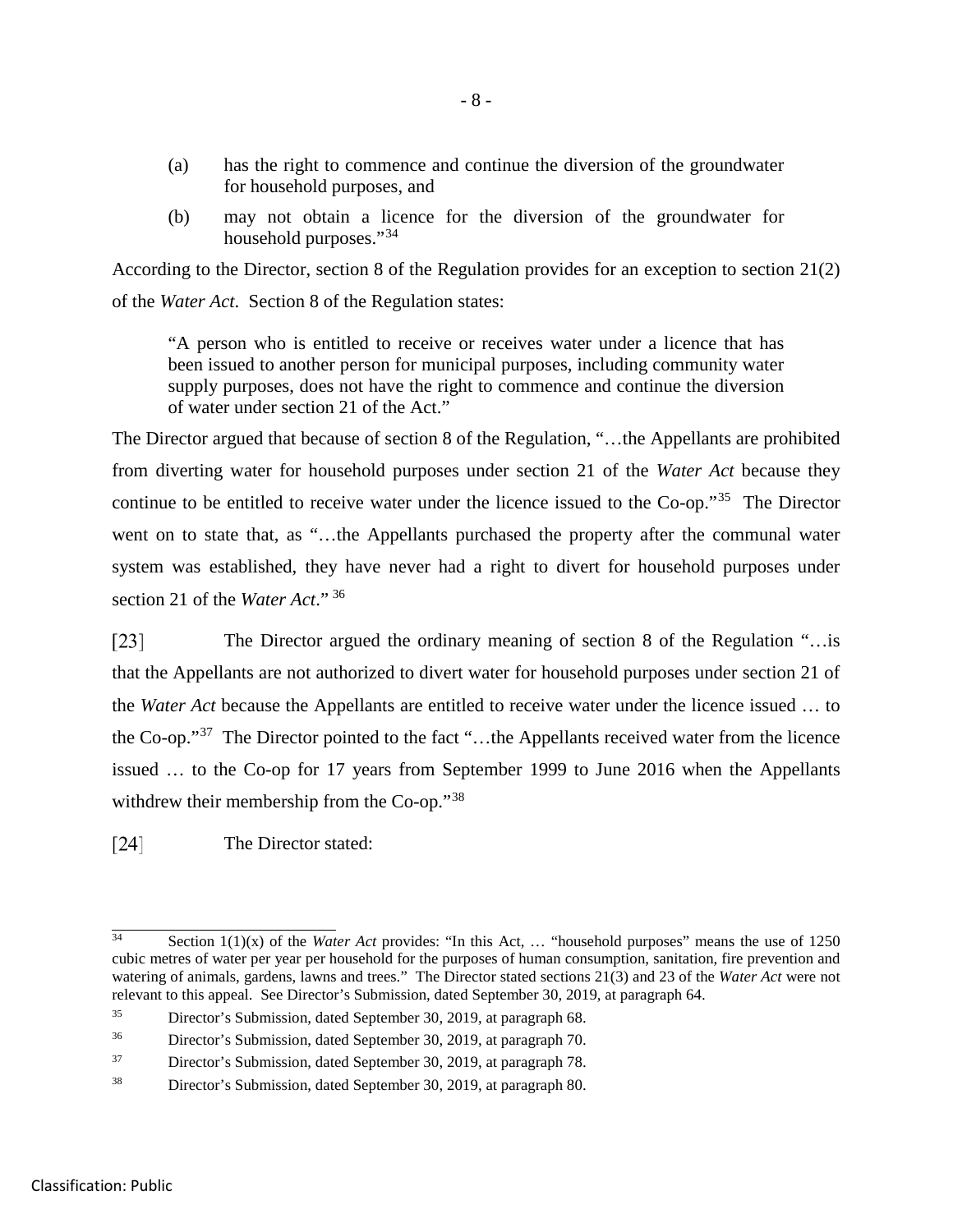> (a) has the right to commence and continue the diversion of the groundwater for household purposes, and
>
> (b) may not obtain a licence for the diversion of the groundwater for household purposes."[34]

According to the Director, section 8 of the Regulation provides for an exception to section 21(2) of the *Water Act*. Section 8 of the Regulation states:

> "A person who is entitled to receive or receives water under a licence that has been issued to another person for municipal purposes, including community water supply purposes, does not have the right to commence and continue the diversion of water under section 21 of the Act."

The Director argued that because of section 8 of the Regulation, "…the Appellants are prohibited from diverting water for household purposes under section 21 of the *Water Act* because they continue to be entitled to receive water under the licence issued to the Co-op."[35] The Director went on to state that, as "…the Appellants purchased the property after the communal water system was established, they have never had a right to divert for household purposes under section 21 of the *Water Act*."[36]

[23] The Director argued the ordinary meaning of section 8 of the Regulation "…is that the Appellants are not authorized to divert water for household purposes under section 21 of the *Water Act* because the Appellants are entitled to receive water under the licence issued … to the Co-op."[37] The Director pointed to the fact "…the Appellants received water from the licence issued … to the Co-op for 17 years from September 1999 to June 2016 when the Appellants withdrew their membership from the Co-op."[38]

[24] The Director stated:

---

[34] Section 1(1)(x) of the *Water Act* provides: "In this Act, … "household purposes" means the use of 1250 cubic metres of water per year per household for the purposes of human consumption, sanitation, fire prevention and watering of animals, gardens, lawns and trees." The Director stated sections 21(3) and 23 of the *Water Act* were not relevant to this appeal. See Director's Submission, dated September 30, 2019, at paragraph 64.

[35] Director's Submission, dated September 30, 2019, at paragraph 68.

[36] Director's Submission, dated September 30, 2019, at paragraph 70.

[37] Director's Submission, dated September 30, 2019, at paragraph 78.

[38] Director's Submission, dated September 30, 2019, at paragraph 80.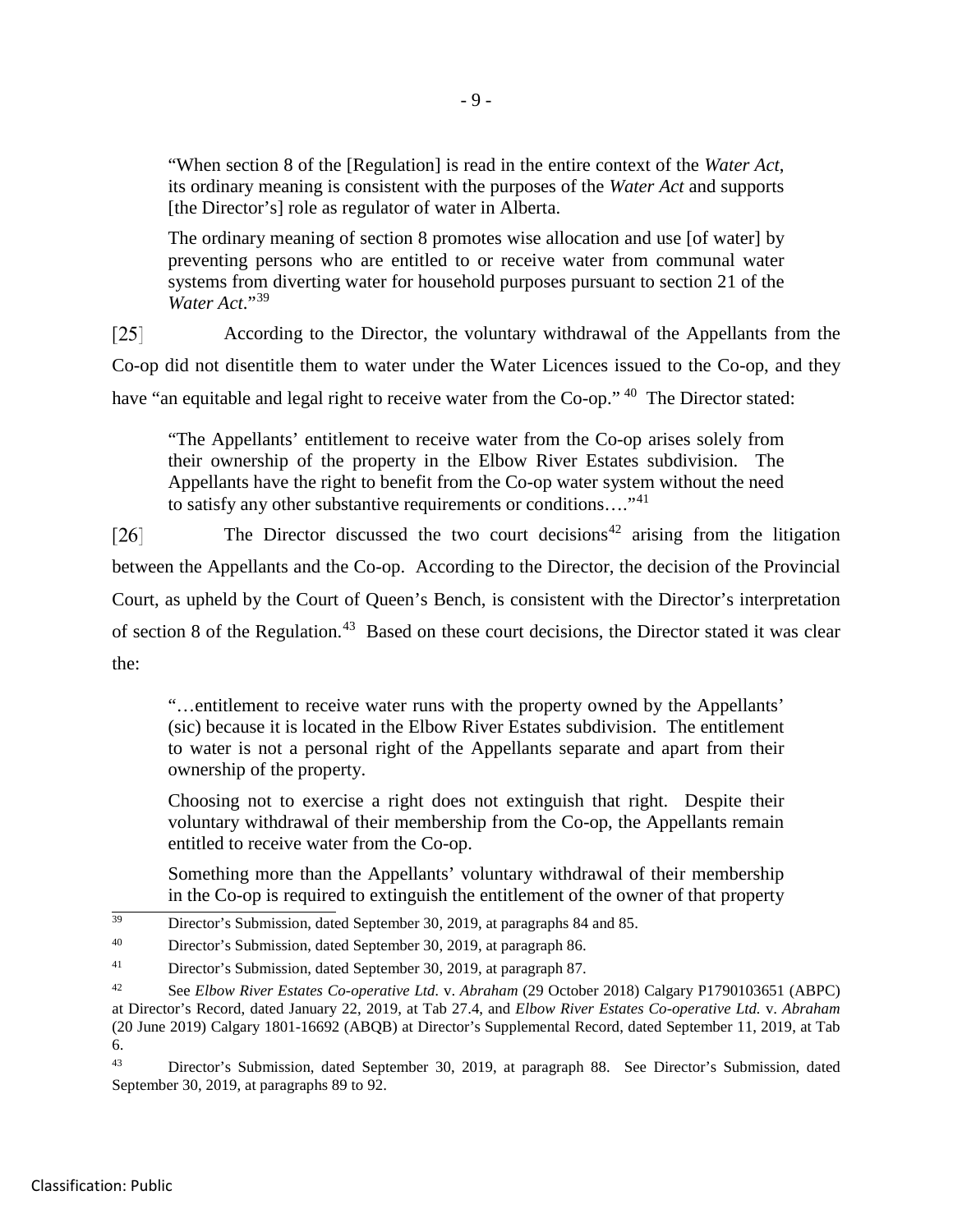> "When section 8 of the [Regulation] is read in the entire context of the *Water Act*, its ordinary meaning is consistent with the purposes of the *Water Act* and supports [the Director's] role as regulator of water in Alberta.
>
> The ordinary meaning of section 8 promotes wise allocation and use [of water] by preventing persons who are entitled to or receive water from communal water systems from diverting water for household purposes pursuant to section 21 of the *Water Act*."[39]

[25] According to the Director, the voluntary withdrawal of the Appellants from the Co-op did not disentitle them to water under the Water Licences issued to the Co-op, and they have "an equitable and legal right to receive water from the Co-op."[40] The Director stated:

> "The Appellants' entitlement to receive water from the Co-op arises solely from their ownership of the property in the Elbow River Estates subdivision. The Appellants have the right to benefit from the Co-op water system without the need to satisfy any other substantive requirements or conditions…."[41]

[26] The Director discussed the two court decisions[42] arising from the litigation between the Appellants and the Co-op. According to the Director, the decision of the Provincial Court, as upheld by the Court of Queen's Bench, is consistent with the Director's interpretation of section 8 of the Regulation.[43] Based on these court decisions, the Director stated it was clear the:

> "…entitlement to receive water runs with the property owned by the Appellants' (sic) because it is located in the Elbow River Estates subdivision. The entitlement to water is not a personal right of the Appellants separate and apart from their ownership of the property.
>
> Choosing not to exercise a right does not extinguish that right. Despite their voluntary withdrawal of their membership from the Co-op, the Appellants remain entitled to receive water from the Co-op.
>
> Something more than the Appellants' voluntary withdrawal of their membership in the Co-op is required to extinguish the entitlement of the owner of that property

---

[39] Director's Submission, dated September 30, 2019, at paragraphs 84 and 85.

[40] Director's Submission, dated September 30, 2019, at paragraph 86.

[41] Director's Submission, dated September 30, 2019, at paragraph 87.

[42] See *Elbow River Estates Co-operative Ltd.* v. *Abraham* (29 October 2018) Calgary P1790103651 (ABPC) at Director's Record, dated January 22, 2019, at Tab 27.4, and *Elbow River Estates Co-operative Ltd.* v. *Abraham* (20 June 2019) Calgary 1801-16692 (ABQB) at Director's Supplemental Record, dated September 11, 2019, at Tab 6.

[43] Director's Submission, dated September 30, 2019, at paragraph 88. See Director's Submission, dated September 30, 2019, at paragraphs 89 to 92.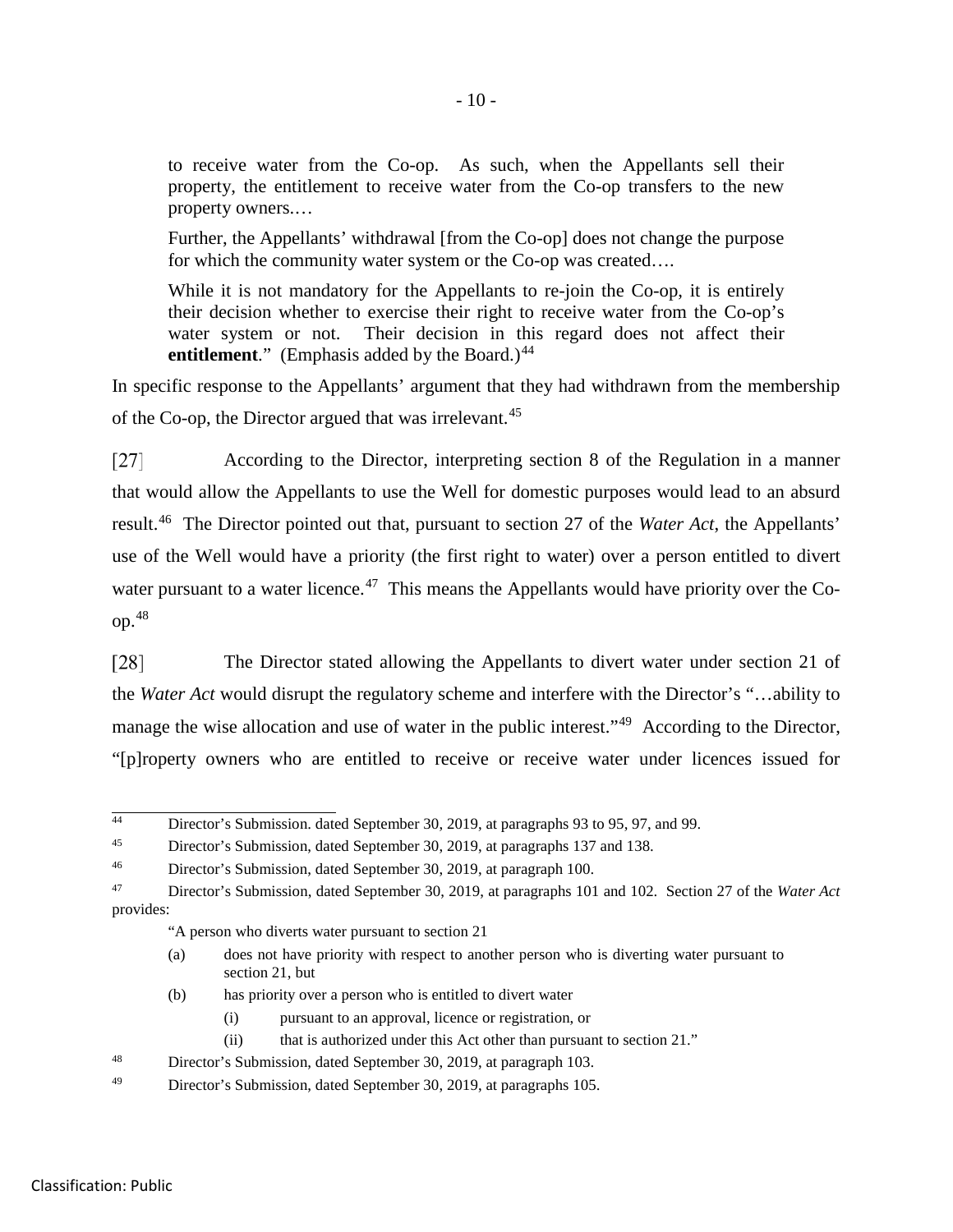to receive water from the Co-op. As such, when the Appellants sell their property, the entitlement to receive water from the Co-op transfers to the new property owners.…

> Further, the Appellants' withdrawal [from the Co-op] does not change the purpose for which the community water system or the Co-op was created….
>
> While it is not mandatory for the Appellants to re-join the Co-op, it is entirely their decision whether to exercise their right to receive water from the Co-op's water system or not. Their decision in this regard does not affect their **entitlement**." (Emphasis added by the Board.)[44]

In specific response to the Appellants' argument that they had withdrawn from the membership of the Co-op, the Director argued that was irrelevant.[45]

[27] According to the Director, interpreting section 8 of the Regulation in a manner that would allow the Appellants to use the Well for domestic purposes would lead to an absurd result.[46] The Director pointed out that, pursuant to section 27 of the *Water Act*, the Appellants' use of the Well would have a priority (the first right to water) over a person entitled to divert water pursuant to a water licence.[47] This means the Appellants would have priority over the Co-op.[48]

[28] The Director stated allowing the Appellants to divert water under section 21 of the *Water Act* would disrupt the regulatory scheme and interfere with the Director's "…ability to manage the wise allocation and use of water in the public interest."[49] According to the Director, "[p]roperty owners who are entitled to receive or receive water under licences issued for

---

[44] Director's Submission. dated September 30, 2019, at paragraphs 93 to 95, 97, and 99.

[45] Director's Submission, dated September 30, 2019, at paragraphs 137 and 138.

[46] Director's Submission, dated September 30, 2019, at paragraph 100.

[47] Director's Submission, dated September 30, 2019, at paragraphs 101 and 102. Section 27 of the *Water Act* provides:

> "A person who diverts water pursuant to section 21
>
> (a) does not have priority with respect to another person who is diverting water pursuant to section 21, but
>
> (b) has priority over a person who is entitled to divert water
>
> (i) pursuant to an approval, licence or registration, or
>
> (ii) that is authorized under this Act other than pursuant to section 21."

[48] Director's Submission, dated September 30, 2019, at paragraph 103.

[49] Director's Submission, dated September 30, 2019, at paragraphs 105.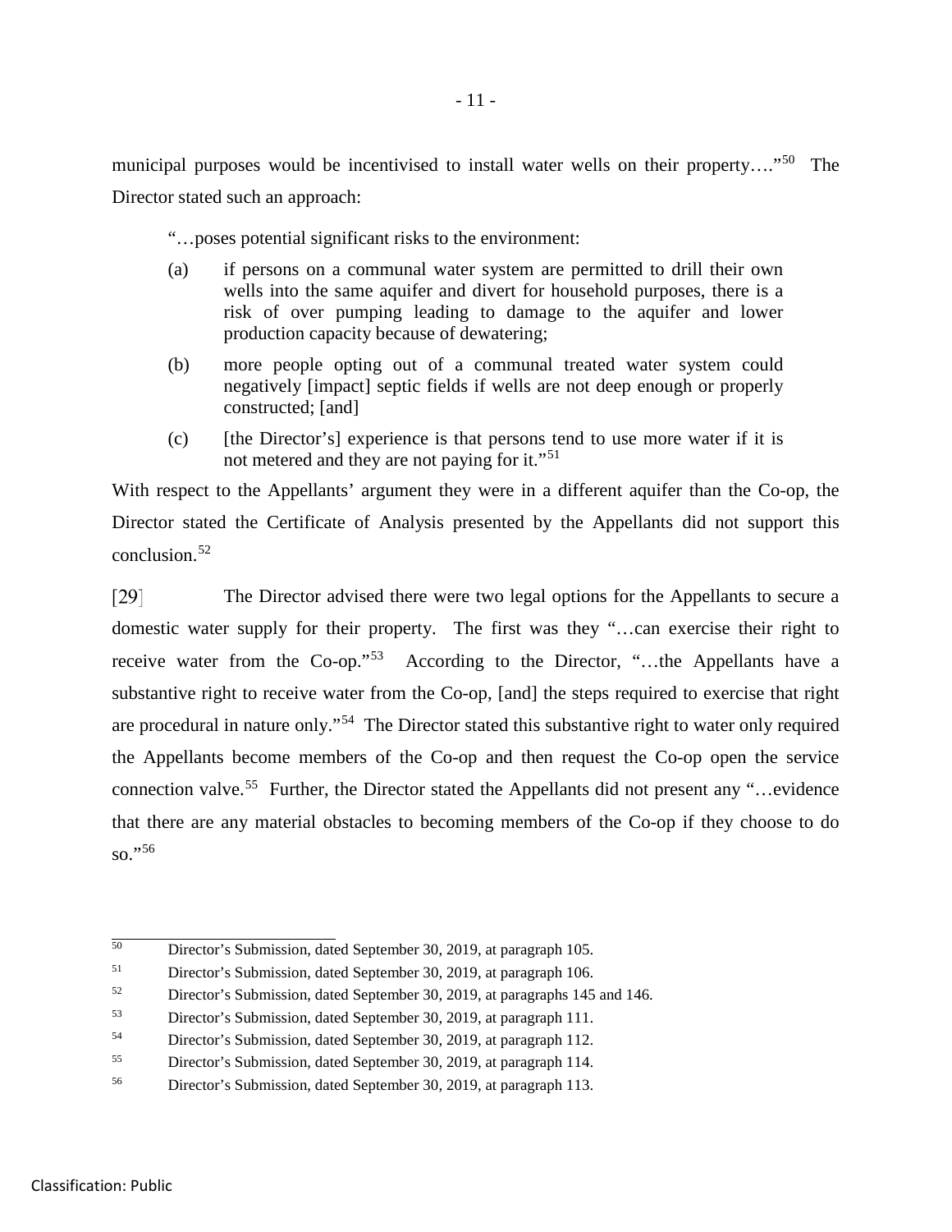municipal purposes would be incentivised to install water wells on their property…."[50] The Director stated such an approach:

> "…poses potential significant risks to the environment:
>
> (a) if persons on a communal water system are permitted to drill their own wells into the same aquifer and divert for household purposes, there is a risk of over pumping leading to damage to the aquifer and lower production capacity because of dewatering;
>
> (b) more people opting out of a communal treated water system could negatively [impact] septic fields if wells are not deep enough or properly constructed; [and]
>
> (c) [the Director's] experience is that persons tend to use more water if it is not metered and they are not paying for it."[51]

With respect to the Appellants' argument they were in a different aquifer than the Co-op, the Director stated the Certificate of Analysis presented by the Appellants did not support this conclusion.[52]

[29] The Director advised there were two legal options for the Appellants to secure a domestic water supply for their property. The first was they "…can exercise their right to receive water from the Co-op."[53] According to the Director, "…the Appellants have a substantive right to receive water from the Co-op, [and] the steps required to exercise that right are procedural in nature only."[54] The Director stated this substantive right to water only required the Appellants become members of the Co-op and then request the Co-op open the service connection valve.[55] Further, the Director stated the Appellants did not present any "…evidence that there are any material obstacles to becoming members of the Co-op if they choose to do so."[56]

---

[50] Director's Submission, dated September 30, 2019, at paragraph 105.

[51] Director's Submission, dated September 30, 2019, at paragraph 106.

[52] Director's Submission, dated September 30, 2019, at paragraphs 145 and 146.

[53] Director's Submission, dated September 30, 2019, at paragraph 111.

[54] Director's Submission, dated September 30, 2019, at paragraph 112.

[55] Director's Submission, dated September 30, 2019, at paragraph 114.

[56] Director's Submission, dated September 30, 2019, at paragraph 113.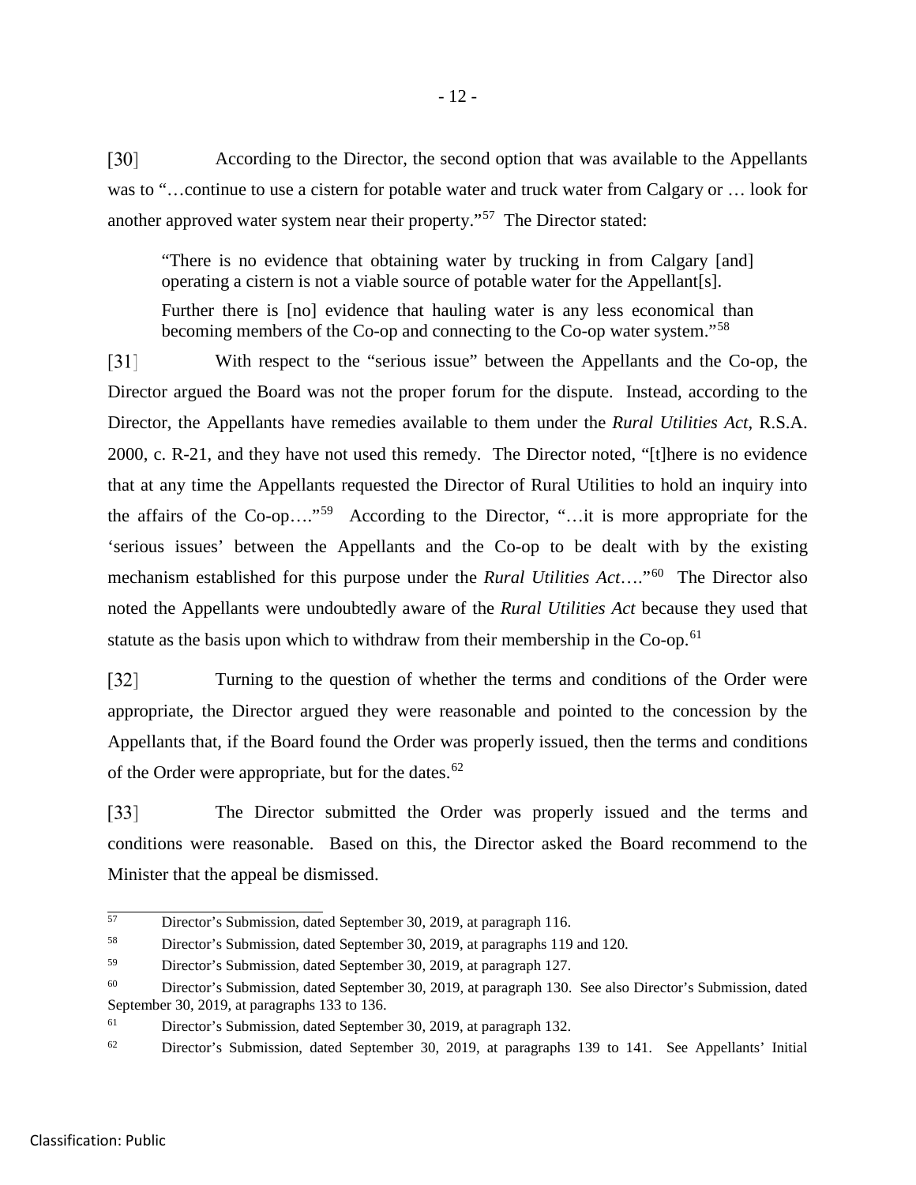[30] According to the Director, the second option that was available to the Appellants was to "…continue to use a cistern for potable water and truck water from Calgary or … look for another approved water system near their property."[57] The Director stated:

> "There is no evidence that obtaining water by trucking in from Calgary [and] operating a cistern is not a viable source of potable water for the Appellant[s].
>
> Further there is [no] evidence that hauling water is any less economical than becoming members of the Co-op and connecting to the Co-op water system."[58]

[31] With respect to the "serious issue" between the Appellants and the Co-op, the Director argued the Board was not the proper forum for the dispute. Instead, according to the Director, the Appellants have remedies available to them under the *Rural Utilities Act*, R.S.A. 2000, c. R-21, and they have not used this remedy. The Director noted, "[t]here is no evidence that at any time the Appellants requested the Director of Rural Utilities to hold an inquiry into the affairs of the Co-op…."[59] According to the Director, "…it is more appropriate for the 'serious issues' between the Appellants and the Co-op to be dealt with by the existing mechanism established for this purpose under the *Rural Utilities Act*…."[60] The Director also noted the Appellants were undoubtedly aware of the *Rural Utilities Act* because they used that statute as the basis upon which to withdraw from their membership in the Co-op.[61]

[32] Turning to the question of whether the terms and conditions of the Order were appropriate, the Director argued they were reasonable and pointed to the concession by the Appellants that, if the Board found the Order was properly issued, then the terms and conditions of the Order were appropriate, but for the dates.[62]

[33] The Director submitted the Order was properly issued and the terms and conditions were reasonable. Based on this, the Director asked the Board recommend to the Minister that the appeal be dismissed.

---

[57] Director's Submission, dated September 30, 2019, at paragraph 116.

[58] Director's Submission, dated September 30, 2019, at paragraphs 119 and 120.

[59] Director's Submission, dated September 30, 2019, at paragraph 127.

[60] Director's Submission, dated September 30, 2019, at paragraph 130. See also Director's Submission, dated September 30, 2019, at paragraphs 133 to 136.

[61] Director's Submission, dated September 30, 2019, at paragraph 132.

[62] Director's Submission, dated September 30, 2019, at paragraphs 139 to 141. See Appellants' Initial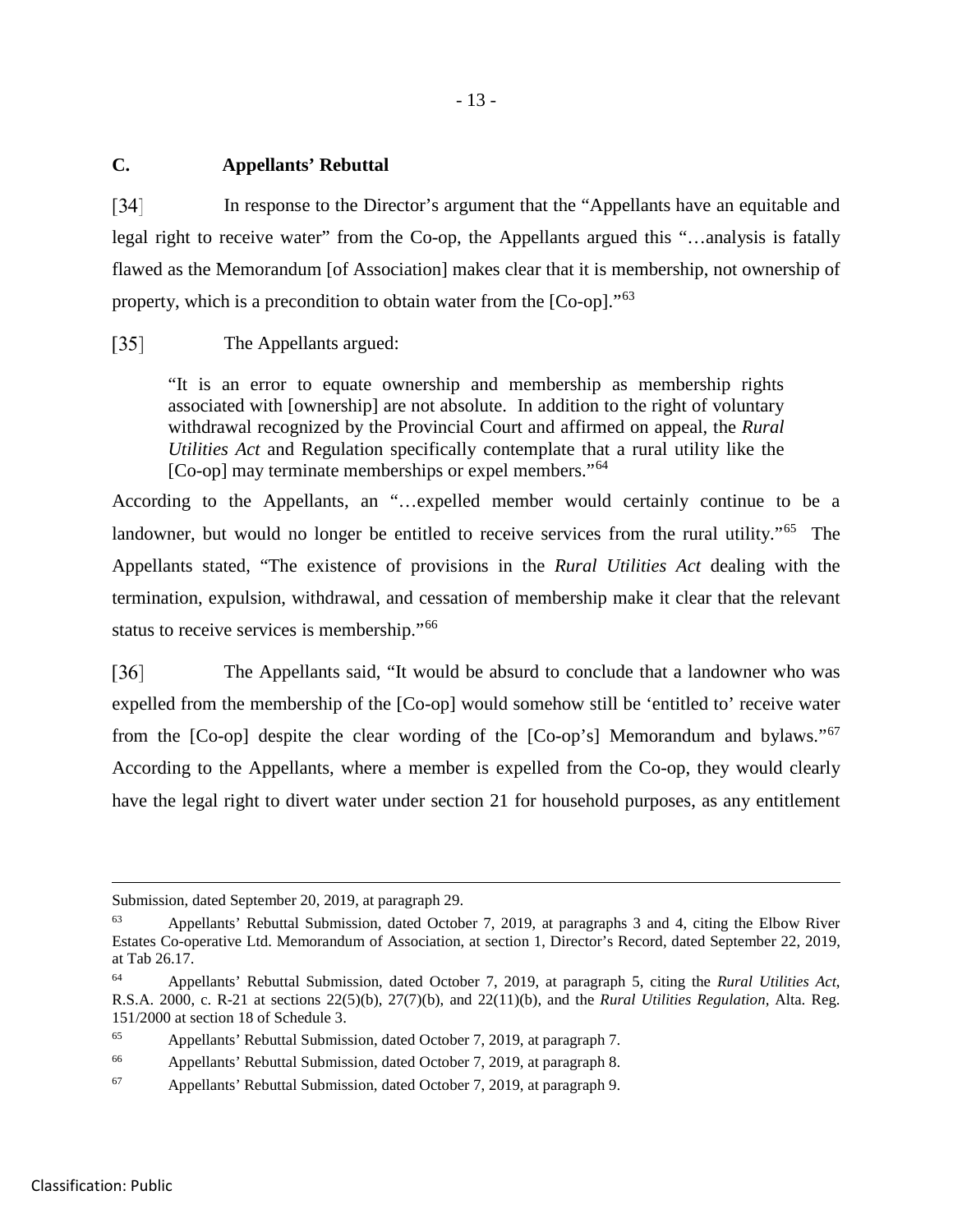## C. Appellants' Rebuttal

[34] In response to the Director's argument that the "Appellants have an equitable and legal right to receive water" from the Co-op, the Appellants argued this "…analysis is fatally flawed as the Memorandum [of Association] makes clear that it is membership, not ownership of property, which is a precondition to obtain water from the [Co-op]."[63]

[35] The Appellants argued:

> "It is an error to equate ownership and membership as membership rights associated with [ownership] are not absolute. In addition to the right of voluntary withdrawal recognized by the Provincial Court and affirmed on appeal, the *Rural Utilities Act* and Regulation specifically contemplate that a rural utility like the [Co-op] may terminate memberships or expel members."[64]

According to the Appellants, an "…expelled member would certainly continue to be a landowner, but would no longer be entitled to receive services from the rural utility."[65] The Appellants stated, "The existence of provisions in the *Rural Utilities Act* dealing with the termination, expulsion, withdrawal, and cessation of membership make it clear that the relevant status to receive services is membership."[66]

[36] The Appellants said, "It would be absurd to conclude that a landowner who was expelled from the membership of the [Co-op] would somehow still be 'entitled to' receive water from the [Co-op] despite the clear wording of the [Co-op's] Memorandum and bylaws."[67] According to the Appellants, where a member is expelled from the Co-op, they would clearly have the legal right to divert water under section 21 for household purposes, as any entitlement

---

Submission, dated September 20, 2019, at paragraph 29.

[63] Appellants' Rebuttal Submission, dated October 7, 2019, at paragraphs 3 and 4, citing the Elbow River Estates Co-operative Ltd. Memorandum of Association, at section 1, Director's Record, dated September 22, 2019, at Tab 26.17.

[64] Appellants' Rebuttal Submission, dated October 7, 2019, at paragraph 5, citing the *Rural Utilities Act*, R.S.A. 2000, c. R-21 at sections 22(5)(b), 27(7)(b), and 22(11)(b), and the *Rural Utilities Regulation*, Alta. Reg. 151/2000 at section 18 of Schedule 3.

[65] Appellants' Rebuttal Submission, dated October 7, 2019, at paragraph 7.

[66] Appellants' Rebuttal Submission, dated October 7, 2019, at paragraph 8.

[67] Appellants' Rebuttal Submission, dated October 7, 2019, at paragraph 9.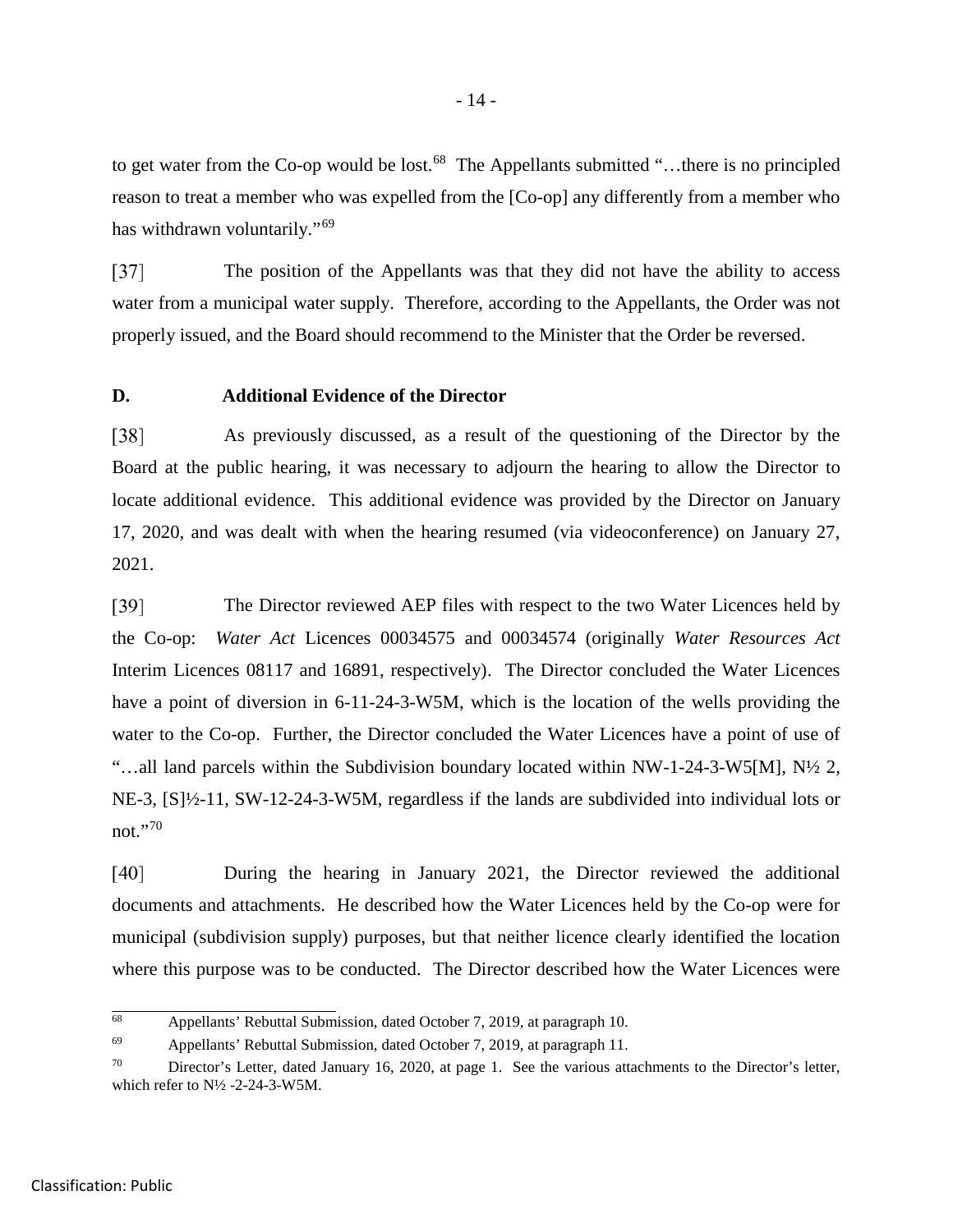to get water from the Co-op would be lost.[68] The Appellants submitted "…there is no principled reason to treat a member who was expelled from the [Co-op] any differently from a member who has withdrawn voluntarily."[69]

[37] The position of the Appellants was that they did not have the ability to access water from a municipal water supply. Therefore, according to the Appellants, the Order was not properly issued, and the Board should recommend to the Minister that the Order be reversed.

### D. Additional Evidence of the Director

[38] As previously discussed, as a result of the questioning of the Director by the Board at the public hearing, it was necessary to adjourn the hearing to allow the Director to locate additional evidence. This additional evidence was provided by the Director on January 17, 2020, and was dealt with when the hearing resumed (via videoconference) on January 27, 2021.

[39] The Director reviewed AEP files with respect to the two Water Licences held by the Co-op: *Water Act* Licences 00034575 and 00034574 (originally *Water Resources Act* Interim Licences 08117 and 16891, respectively). The Director concluded the Water Licences have a point of diversion in 6-11-24-3-W5M, which is the location of the wells providing the water to the Co-op. Further, the Director concluded the Water Licences have a point of use of "…all land parcels within the Subdivision boundary located within NW-1-24-3-W5[M], N½ 2, NE-3, [S]½-11, SW-12-24-3-W5M, regardless if the lands are subdivided into individual lots or not."[70]

[40] During the hearing in January 2021, the Director reviewed the additional documents and attachments. He described how the Water Licences held by the Co-op were for municipal (subdivision supply) purposes, but that neither licence clearly identified the location where this purpose was to be conducted. The Director described how the Water Licences were

---

[68] Appellants' Rebuttal Submission, dated October 7, 2019, at paragraph 10.

[69] Appellants' Rebuttal Submission, dated October 7, 2019, at paragraph 11.

[70] Director's Letter, dated January 16, 2020, at page 1. See the various attachments to the Director's letter, which refer to N½ -2-24-3-W5M.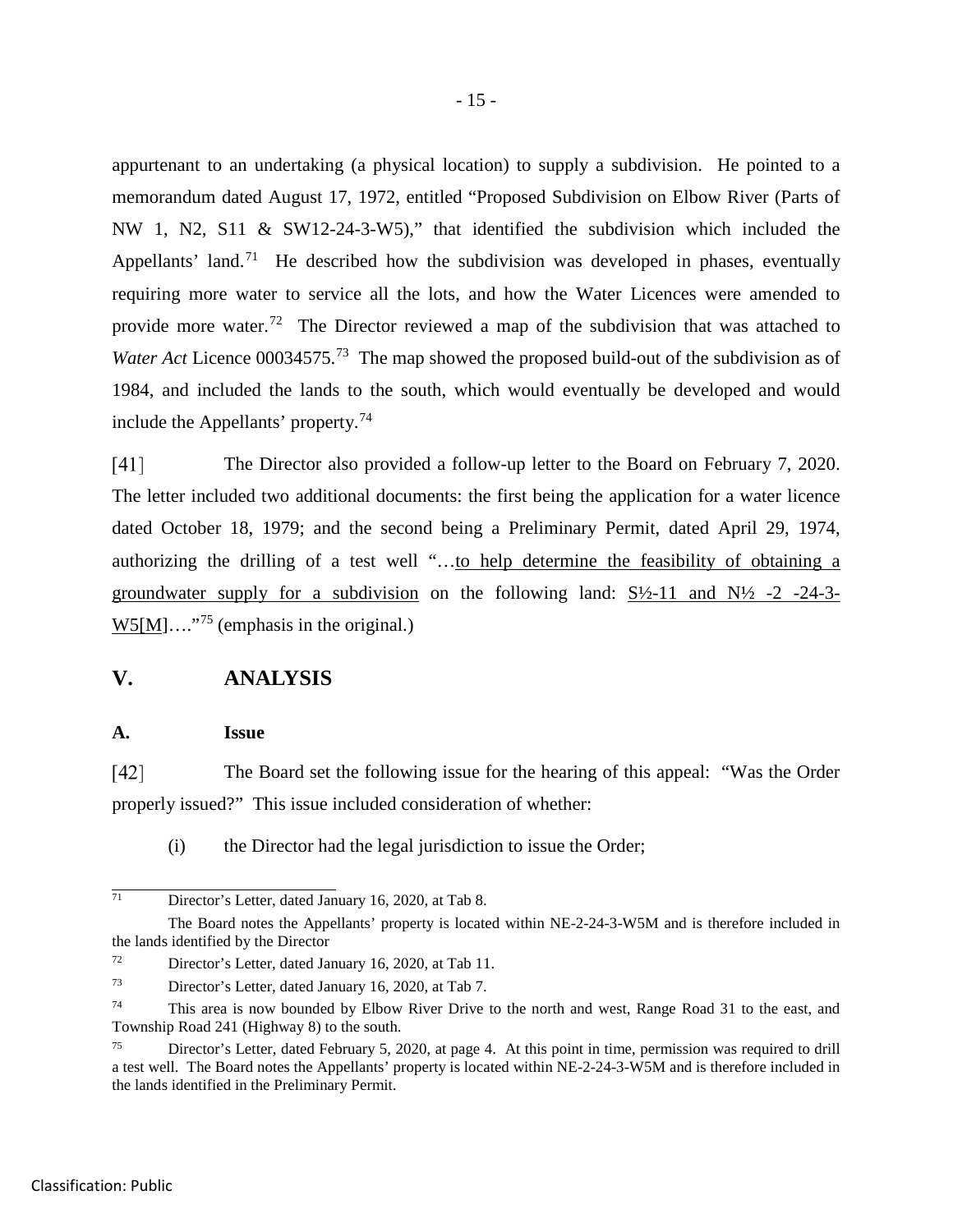appurtenant to an undertaking (a physical location) to supply a subdivision. He pointed to a memorandum dated August 17, 1972, entitled "Proposed Subdivision on Elbow River (Parts of NW 1, N2, S11 & SW12-24-3-W5)," that identified the subdivision which included the Appellants' land.[71] He described how the subdivision was developed in phases, eventually requiring more water to service all the lots, and how the Water Licences were amended to provide more water.[72] The Director reviewed a map of the subdivision that was attached to *Water Act* Licence 00034575.[73] The map showed the proposed build-out of the subdivision as of 1984, and included the lands to the south, which would eventually be developed and would include the Appellants' property.[74]

[41] The Director also provided a follow-up letter to the Board on February 7, 2020. The letter included two additional documents: the first being the application for a water licence dated October 18, 1979; and the second being a Preliminary Permit, dated April 29, 1974, authorizing the drilling of a test well "…<u>to help determine the feasibility of obtaining a groundwater supply for a subdivision</u> on the following land: <u>S½-11 and N½ -2 -24-3-W5[M]</u>…."[75] (emphasis in the original.)

## V. ANALYSIS

### A. Issue

[42] The Board set the following issue for the hearing of this appeal: "Was the Order properly issued?" This issue included consideration of whether:

(i) the Director had the legal jurisdiction to issue the Order;

---

[71] Director's Letter, dated January 16, 2020, at Tab 8.

The Board notes the Appellants' property is located within NE-2-24-3-W5M and is therefore included in the lands identified by the Director

[72] Director's Letter, dated January 16, 2020, at Tab 11.

[73] Director's Letter, dated January 16, 2020, at Tab 7.

[74] This area is now bounded by Elbow River Drive to the north and west, Range Road 31 to the east, and Township Road 241 (Highway 8) to the south.

[75] Director's Letter, dated February 5, 2020, at page 4. At this point in time, permission was required to drill a test well. The Board notes the Appellants' property is located within NE-2-24-3-W5M and is therefore included in the lands identified in the Preliminary Permit.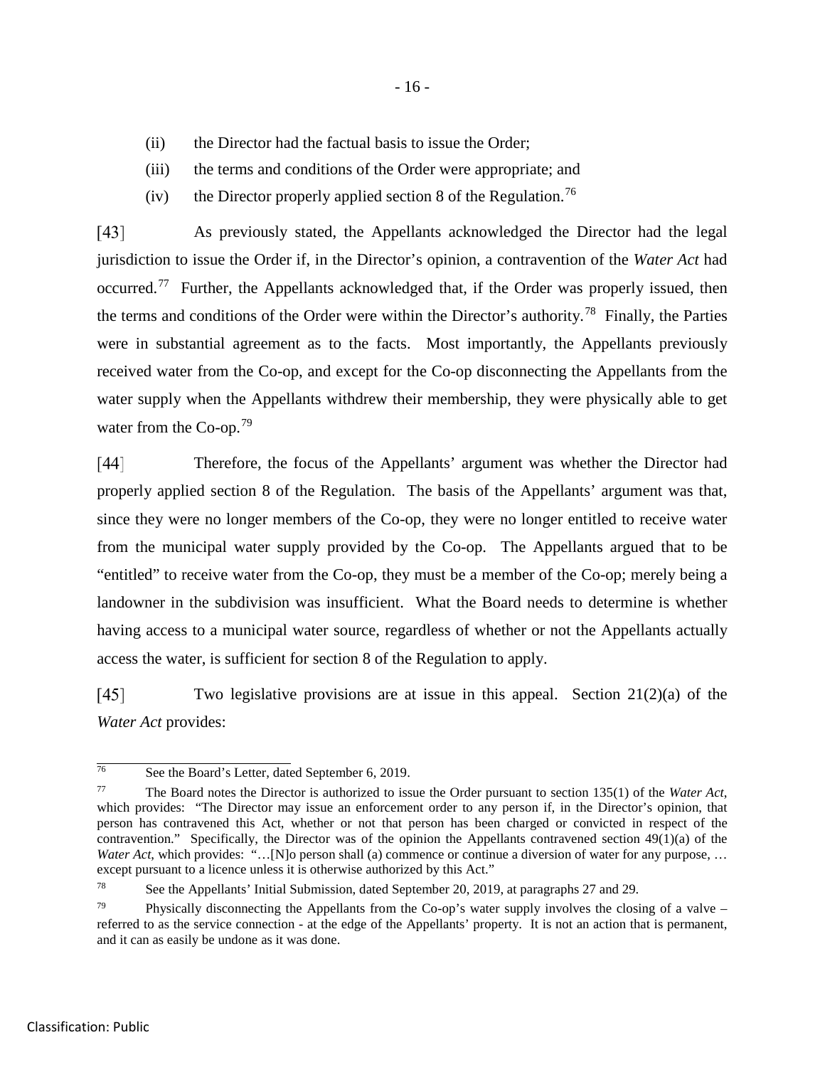(ii) the Director had the factual basis to issue the Order;

(iii) the terms and conditions of the Order were appropriate; and

(iv) the Director properly applied section 8 of the Regulation.[76]

[43] As previously stated, the Appellants acknowledged the Director had the legal jurisdiction to issue the Order if, in the Director's opinion, a contravention of the *Water Act* had occurred.[77] Further, the Appellants acknowledged that, if the Order was properly issued, then the terms and conditions of the Order were within the Director's authority.[78] Finally, the Parties were in substantial agreement as to the facts. Most importantly, the Appellants previously received water from the Co-op, and except for the Co-op disconnecting the Appellants from the water supply when the Appellants withdrew their membership, they were physically able to get water from the Co-op.[79]

[44] Therefore, the focus of the Appellants' argument was whether the Director had properly applied section 8 of the Regulation. The basis of the Appellants' argument was that, since they were no longer members of the Co-op, they were no longer entitled to receive water from the municipal water supply provided by the Co-op. The Appellants argued that to be "entitled" to receive water from the Co-op, they must be a member of the Co-op; merely being a landowner in the subdivision was insufficient. What the Board needs to determine is whether having access to a municipal water source, regardless of whether or not the Appellants actually access the water, is sufficient for section 8 of the Regulation to apply.

[45] Two legislative provisions are at issue in this appeal. Section 21(2)(a) of the *Water Act* provides:

---

[76] See the Board's Letter, dated September 6, 2019.

[77] The Board notes the Director is authorized to issue the Order pursuant to section 135(1) of the *Water Act*, which provides: "The Director may issue an enforcement order to any person if, in the Director's opinion, that person has contravened this Act, whether or not that person has been charged or convicted in respect of the contravention." Specifically, the Director was of the opinion the Appellants contravened section 49(1)(a) of the *Water Act*, which provides: "…[N]o person shall (a) commence or continue a diversion of water for any purpose, … except pursuant to a licence unless it is otherwise authorized by this Act."

[78] See the Appellants' Initial Submission, dated September 20, 2019, at paragraphs 27 and 29.

[79] Physically disconnecting the Appellants from the Co-op's water supply involves the closing of a valve – referred to as the service connection - at the edge of the Appellants' property. It is not an action that is permanent, and it can as easily be undone as it was done.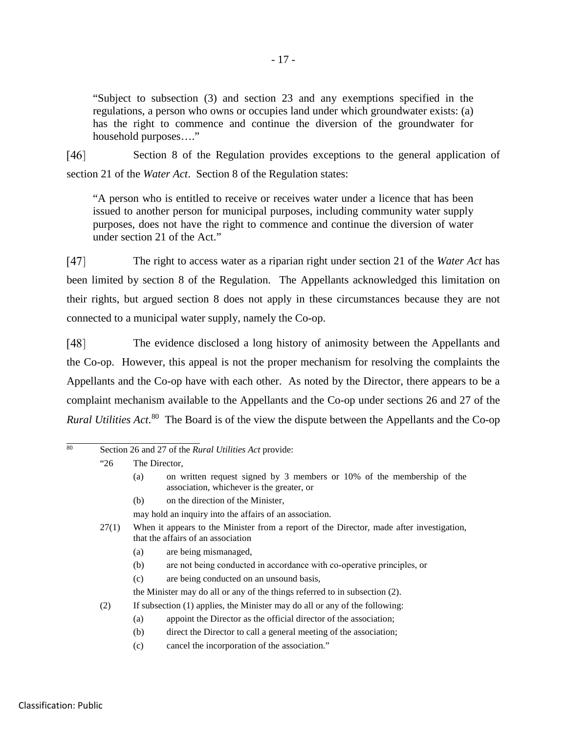> "Subject to subsection (3) and section 23 and any exemptions specified in the regulations, a person who owns or occupies land under which groundwater exists: (a) has the right to commence and continue the diversion of the groundwater for household purposes…."

[46] Section 8 of the Regulation provides exceptions to the general application of section 21 of the *Water Act*. Section 8 of the Regulation states:

> "A person who is entitled to receive or receives water under a licence that has been issued to another person for municipal purposes, including community water supply purposes, does not have the right to commence and continue the diversion of water under section 21 of the Act."

[47] The right to access water as a riparian right under section 21 of the *Water Act* has been limited by section 8 of the Regulation. The Appellants acknowledged this limitation on their rights, but argued section 8 does not apply in these circumstances because they are not connected to a municipal water supply, namely the Co-op.

[48] The evidence disclosed a long history of animosity between the Appellants and the Co-op. However, this appeal is not the proper mechanism for resolving the complaints the Appellants and the Co-op have with each other. As noted by the Director, there appears to be a complaint mechanism available to the Appellants and the Co-op under sections 26 and 27 of the *Rural Utilities Act.*[80] The Board is of the view the dispute between the Appellants and the Co-op

---

[80] Section 26 and 27 of the *Rural Utilities Act* provide:

"26 The Director,

(a) on written request signed by 3 members or 10% of the membership of the association, whichever is the greater, or

(b) on the direction of the Minister,

may hold an inquiry into the affairs of an association.

27(1) When it appears to the Minister from a report of the Director, made after investigation, that the affairs of an association

(a) are being mismanaged,

(b) are not being conducted in accordance with co-operative principles, or

(c) are being conducted on an unsound basis,

the Minister may do all or any of the things referred to in subsection (2).

(2) If subsection (1) applies, the Minister may do all or any of the following:

(a) appoint the Director as the official director of the association;

(b) direct the Director to call a general meeting of the association;

(c) cancel the incorporation of the association."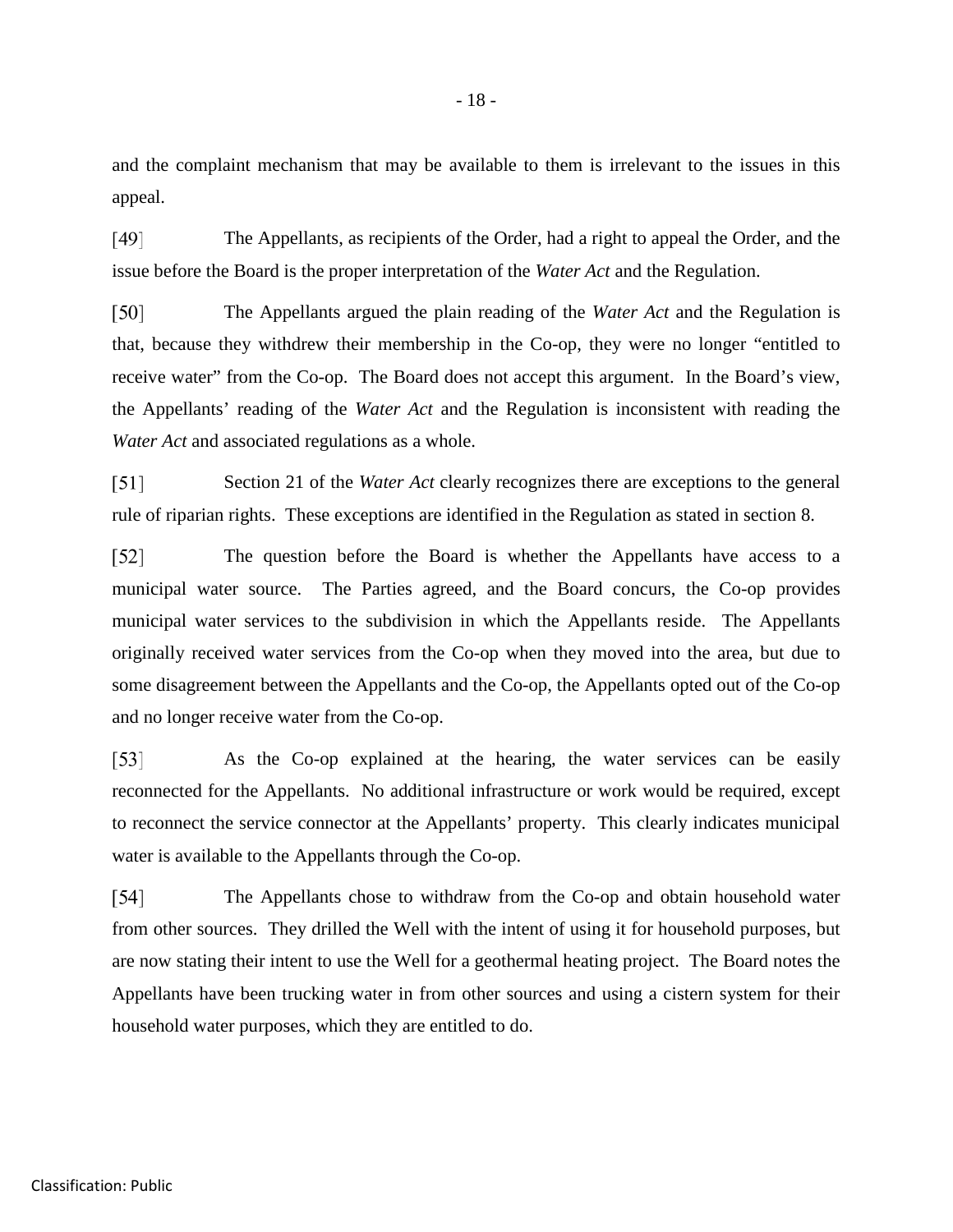and the complaint mechanism that may be available to them is irrelevant to the issues in this appeal.

[49] The Appellants, as recipients of the Order, had a right to appeal the Order, and the issue before the Board is the proper interpretation of the *Water Act* and the Regulation.

[50] The Appellants argued the plain reading of the *Water Act* and the Regulation is that, because they withdrew their membership in the Co-op, they were no longer "entitled to receive water" from the Co-op. The Board does not accept this argument. In the Board's view, the Appellants' reading of the *Water Act* and the Regulation is inconsistent with reading the *Water Act* and associated regulations as a whole.

[51] Section 21 of the *Water Act* clearly recognizes there are exceptions to the general rule of riparian rights. These exceptions are identified in the Regulation as stated in section 8.

[52] The question before the Board is whether the Appellants have access to a municipal water source. The Parties agreed, and the Board concurs, the Co-op provides municipal water services to the subdivision in which the Appellants reside. The Appellants originally received water services from the Co-op when they moved into the area, but due to some disagreement between the Appellants and the Co-op, the Appellants opted out of the Co-op and no longer receive water from the Co-op.

[53] As the Co-op explained at the hearing, the water services can be easily reconnected for the Appellants. No additional infrastructure or work would be required, except to reconnect the service connector at the Appellants' property. This clearly indicates municipal water is available to the Appellants through the Co-op.

[54] The Appellants chose to withdraw from the Co-op and obtain household water from other sources. They drilled the Well with the intent of using it for household purposes, but are now stating their intent to use the Well for a geothermal heating project. The Board notes the Appellants have been trucking water in from other sources and using a cistern system for their household water purposes, which they are entitled to do.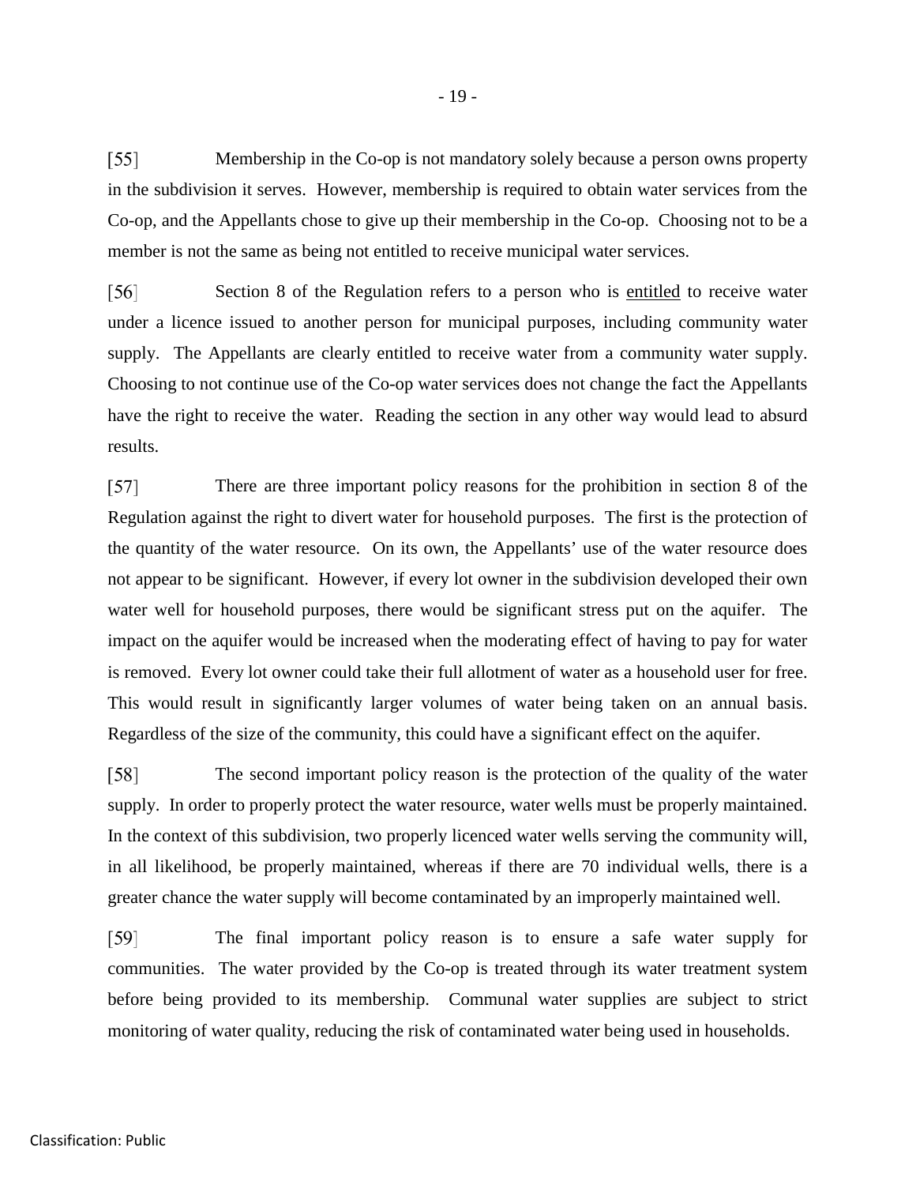[55] Membership in the Co-op is not mandatory solely because a person owns property in the subdivision it serves. However, membership is required to obtain water services from the Co-op, and the Appellants chose to give up their membership in the Co-op. Choosing not to be a member is not the same as being not entitled to receive municipal water services.

[56] Section 8 of the Regulation refers to a person who is <u>entitled</u> to receive water under a licence issued to another person for municipal purposes, including community water supply. The Appellants are clearly entitled to receive water from a community water supply. Choosing to not continue use of the Co-op water services does not change the fact the Appellants have the right to receive the water. Reading the section in any other way would lead to absurd results.

[57] There are three important policy reasons for the prohibition in section 8 of the Regulation against the right to divert water for household purposes. The first is the protection of the quantity of the water resource. On its own, the Appellants' use of the water resource does not appear to be significant. However, if every lot owner in the subdivision developed their own water well for household purposes, there would be significant stress put on the aquifer. The impact on the aquifer would be increased when the moderating effect of having to pay for water is removed. Every lot owner could take their full allotment of water as a household user for free. This would result in significantly larger volumes of water being taken on an annual basis. Regardless of the size of the community, this could have a significant effect on the aquifer.

[58] The second important policy reason is the protection of the quality of the water supply. In order to properly protect the water resource, water wells must be properly maintained. In the context of this subdivision, two properly licenced water wells serving the community will, in all likelihood, be properly maintained, whereas if there are 70 individual wells, there is a greater chance the water supply will become contaminated by an improperly maintained well.

[59] The final important policy reason is to ensure a safe water supply for communities. The water provided by the Co-op is treated through its water treatment system before being provided to its membership. Communal water supplies are subject to strict monitoring of water quality, reducing the risk of contaminated water being used in households.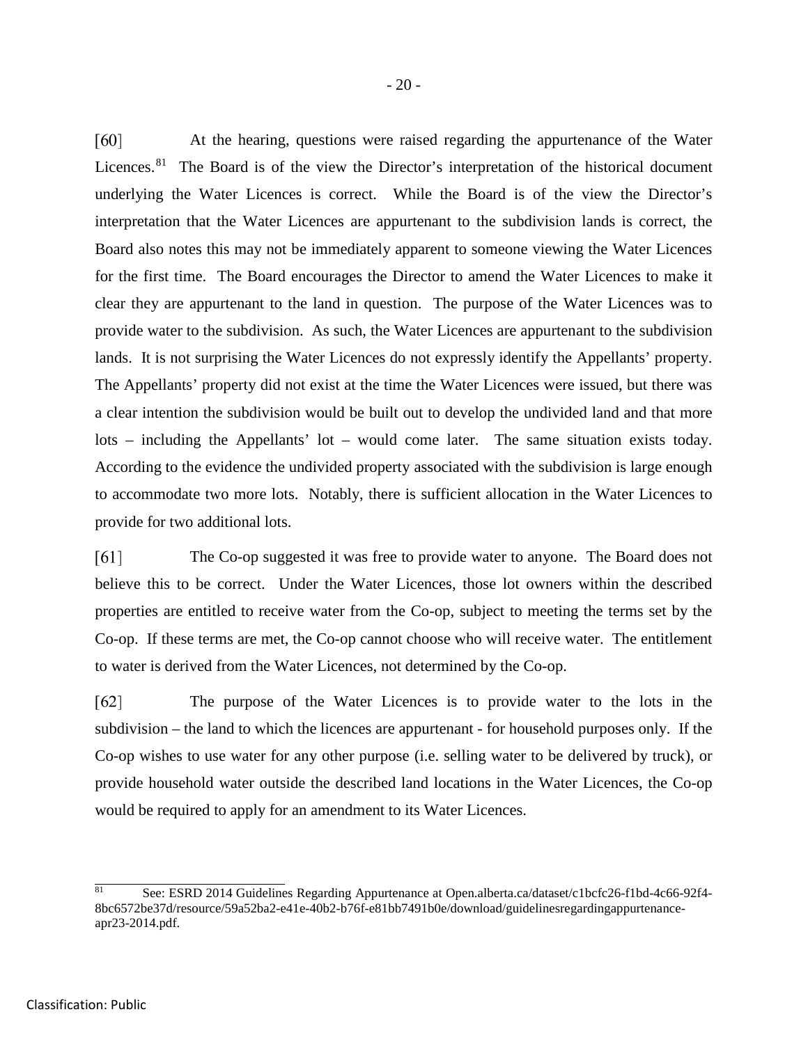[60] At the hearing, questions were raised regarding the appurtenance of the Water Licences.[81] The Board is of the view the Director's interpretation of the historical document underlying the Water Licences is correct. While the Board is of the view the Director's interpretation that the Water Licences are appurtenant to the subdivision lands is correct, the Board also notes this may not be immediately apparent to someone viewing the Water Licences for the first time. The Board encourages the Director to amend the Water Licences to make it clear they are appurtenant to the land in question. The purpose of the Water Licences was to provide water to the subdivision. As such, the Water Licences are appurtenant to the subdivision lands. It is not surprising the Water Licences do not expressly identify the Appellants' property. The Appellants' property did not exist at the time the Water Licences were issued, but there was a clear intention the subdivision would be built out to develop the undivided land and that more lots – including the Appellants' lot – would come later. The same situation exists today. According to the evidence the undivided property associated with the subdivision is large enough to accommodate two more lots. Notably, there is sufficient allocation in the Water Licences to provide for two additional lots.

[61] The Co-op suggested it was free to provide water to anyone. The Board does not believe this to be correct. Under the Water Licences, those lot owners within the described properties are entitled to receive water from the Co-op, subject to meeting the terms set by the Co-op. If these terms are met, the Co-op cannot choose who will receive water. The entitlement to water is derived from the Water Licences, not determined by the Co-op.

[62] The purpose of the Water Licences is to provide water to the lots in the subdivision – the land to which the licences are appurtenant - for household purposes only. If the Co-op wishes to use water for any other purpose (i.e. selling water to be delivered by truck), or provide household water outside the described land locations in the Water Licences, the Co-op would be required to apply for an amendment to its Water Licences.

---

[81] See: ESRD 2014 Guidelines Regarding Appurtenance at Open.alberta.ca/dataset/c1bcfc26-f1bd-4c66-92f4-8bc6572be37d/resource/59a52ba2-e41e-40b2-b76f-e81bb7491b0e/download/guidelinesregardingappurtenance-apr23-2014.pdf.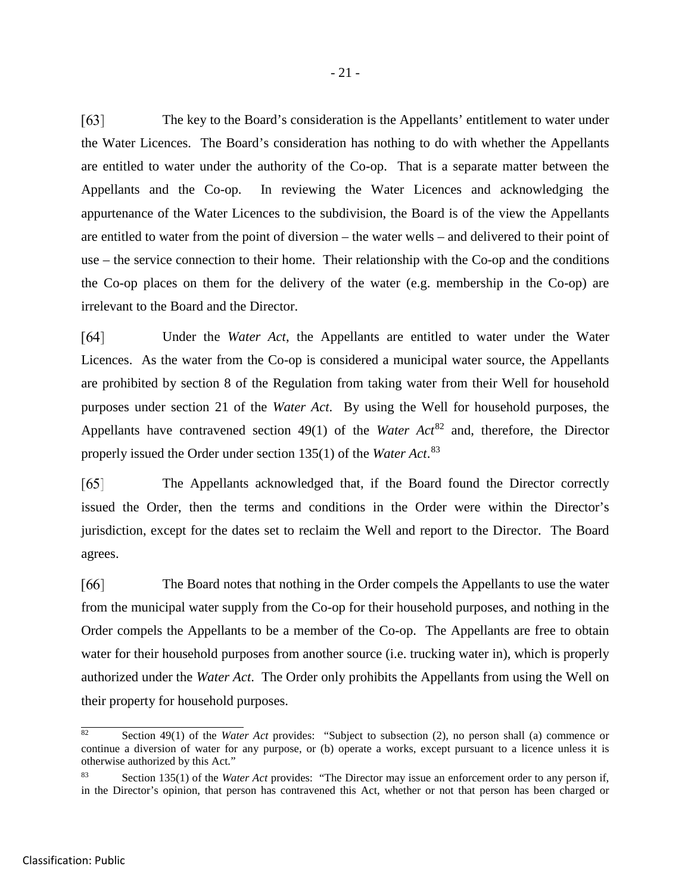[63] The key to the Board's consideration is the Appellants' entitlement to water under the Water Licences. The Board's consideration has nothing to do with whether the Appellants are entitled to water under the authority of the Co-op. That is a separate matter between the Appellants and the Co-op. In reviewing the Water Licences and acknowledging the appurtenance of the Water Licences to the subdivision, the Board is of the view the Appellants are entitled to water from the point of diversion – the water wells – and delivered to their point of use – the service connection to their home. Their relationship with the Co-op and the conditions the Co-op places on them for the delivery of the water (e.g. membership in the Co-op) are irrelevant to the Board and the Director.

[64] Under the *Water Act*, the Appellants are entitled to water under the Water Licences. As the water from the Co-op is considered a municipal water source, the Appellants are prohibited by section 8 of the Regulation from taking water from their Well for household purposes under section 21 of the *Water Act*. By using the Well for household purposes, the Appellants have contravened section 49(1) of the *Water Act*[82] and, therefore, the Director properly issued the Order under section 135(1) of the *Water Act*.[83]

[65] The Appellants acknowledged that, if the Board found the Director correctly issued the Order, then the terms and conditions in the Order were within the Director's jurisdiction, except for the dates set to reclaim the Well and report to the Director. The Board agrees.

[66] The Board notes that nothing in the Order compels the Appellants to use the water from the municipal water supply from the Co-op for their household purposes, and nothing in the Order compels the Appellants to be a member of the Co-op. The Appellants are free to obtain water for their household purposes from another source (i.e. trucking water in), which is properly authorized under the *Water Act*. The Order only prohibits the Appellants from using the Well on their property for household purposes.

---

[82] Section 49(1) of the *Water Act* provides: "Subject to subsection (2), no person shall (a) commence or continue a diversion of water for any purpose, or (b) operate a works, except pursuant to a licence unless it is otherwise authorized by this Act."

[83] Section 135(1) of the *Water Act* provides: "The Director may issue an enforcement order to any person if, in the Director's opinion, that person has contravened this Act, whether or not that person has been charged or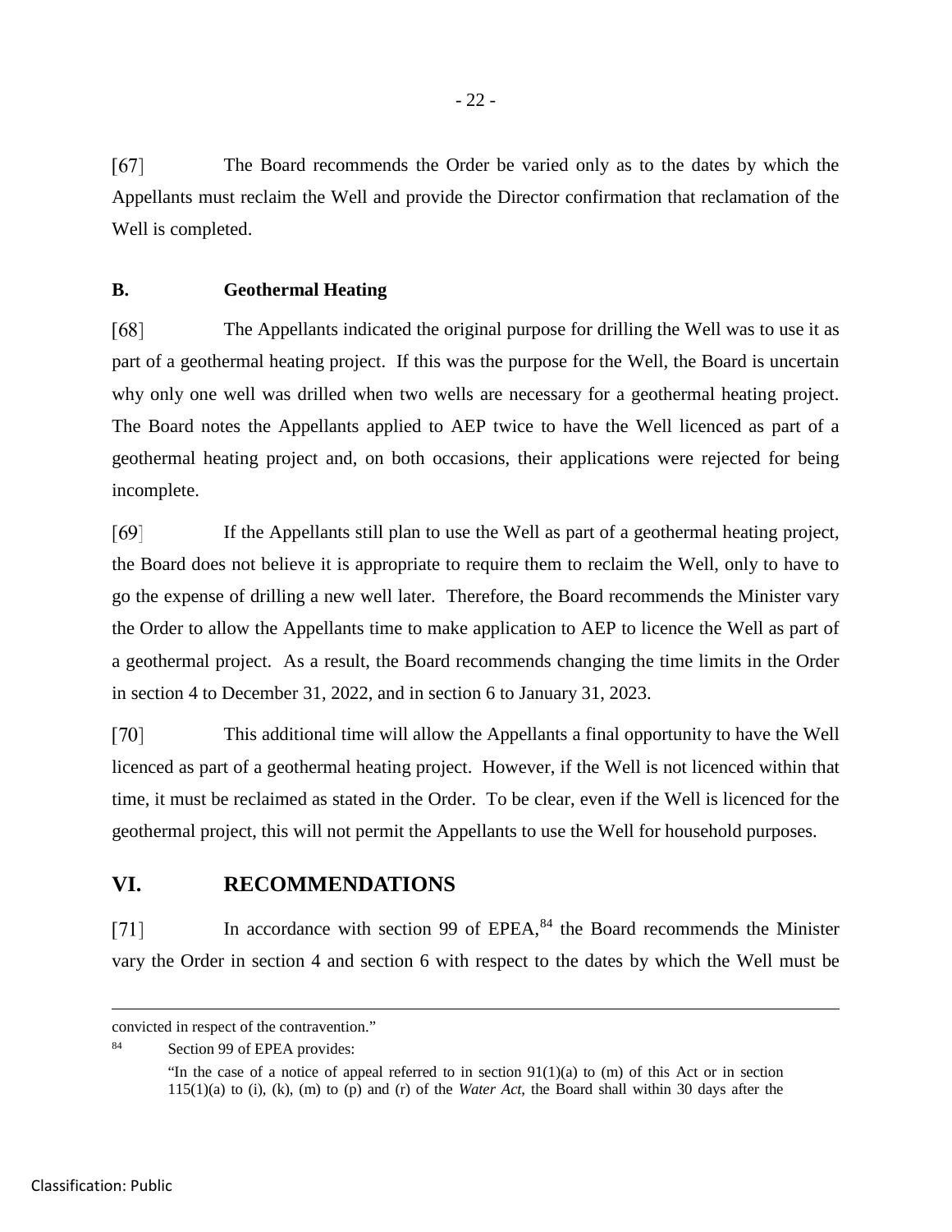[67] The Board recommends the Order be varied only as to the dates by which the Appellants must reclaim the Well and provide the Director confirmation that reclamation of the Well is completed.

### B. Geothermal Heating

[68] The Appellants indicated the original purpose for drilling the Well was to use it as part of a geothermal heating project. If this was the purpose for the Well, the Board is uncertain why only one well was drilled when two wells are necessary for a geothermal heating project. The Board notes the Appellants applied to AEP twice to have the Well licenced as part of a geothermal heating project and, on both occasions, their applications were rejected for being incomplete.

[69] If the Appellants still plan to use the Well as part of a geothermal heating project, the Board does not believe it is appropriate to require them to reclaim the Well, only to have to go the expense of drilling a new well later. Therefore, the Board recommends the Minister vary the Order to allow the Appellants time to make application to AEP to licence the Well as part of a geothermal project. As a result, the Board recommends changing the time limits in the Order in section 4 to December 31, 2022, and in section 6 to January 31, 2023.

[70] This additional time will allow the Appellants a final opportunity to have the Well licenced as part of a geothermal heating project. However, if the Well is not licenced within that time, it must be reclaimed as stated in the Order. To be clear, even if the Well is licenced for the geothermal project, this will not permit the Appellants to use the Well for household purposes.

## VI. RECOMMENDATIONS

[71] In accordance with section 99 of EPEA,[84] the Board recommends the Minister vary the Order in section 4 and section 6 with respect to the dates by which the Well must be

---

convicted in respect of the contravention."

[84] Section 99 of EPEA provides:

"In the case of a notice of appeal referred to in section 91(1)(a) to (m) of this Act or in section 115(1)(a) to (i), (k), (m) to (p) and (r) of the *Water Act*, the Board shall within 30 days after the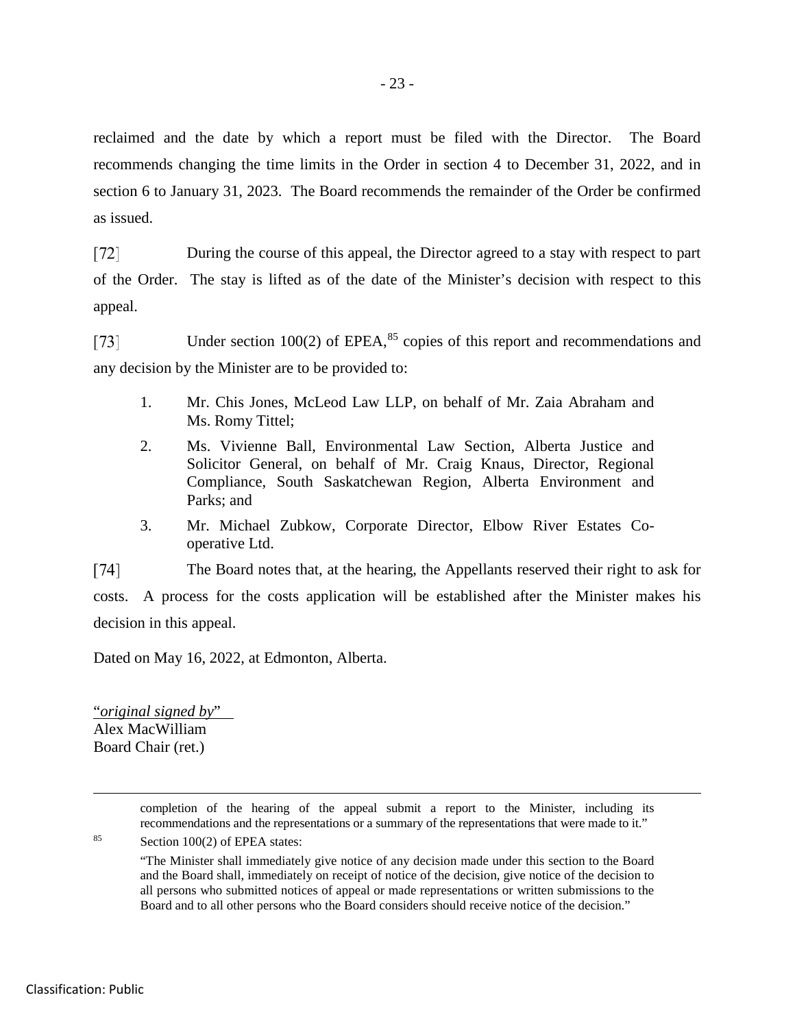reclaimed and the date by which a report must be filed with the Director. The Board recommends changing the time limits in the Order in section 4 to December 31, 2022, and in section 6 to January 31, 2023. The Board recommends the remainder of the Order be confirmed as issued.

[72] During the course of this appeal, the Director agreed to a stay with respect to part of the Order. The stay is lifted as of the date of the Minister's decision with respect to this appeal.

[73] Under section 100(2) of EPEA,[85] copies of this report and recommendations and any decision by the Minister are to be provided to:

1. Mr. Chis Jones, McLeod Law LLP, on behalf of Mr. Zaia Abraham and Ms. Romy Tittel;
2. Ms. Vivienne Ball, Environmental Law Section, Alberta Justice and Solicitor General, on behalf of Mr. Craig Knaus, Director, Regional Compliance, South Saskatchewan Region, Alberta Environment and Parks; and
3. Mr. Michael Zubkow, Corporate Director, Elbow River Estates Co-operative Ltd.

[74] The Board notes that, at the hearing, the Appellants reserved their right to ask for costs. A process for the costs application will be established after the Minister makes his decision in this appeal.

Dated on May 16, 2022, at Edmonton, Alberta.

"*original signed by*"
Alex MacWilliam
Board Chair (ret.)

---

completion of the hearing of the appeal submit a report to the Minister, including its recommendations and the representations or a summary of the representations that were made to it."

[85] Section 100(2) of EPEA states:

"The Minister shall immediately give notice of any decision made under this section to the Board and the Board shall, immediately on receipt of notice of the decision, give notice of the decision to all persons who submitted notices of appeal or made representations or written submissions to the Board and to all other persons who the Board considers should receive notice of the decision."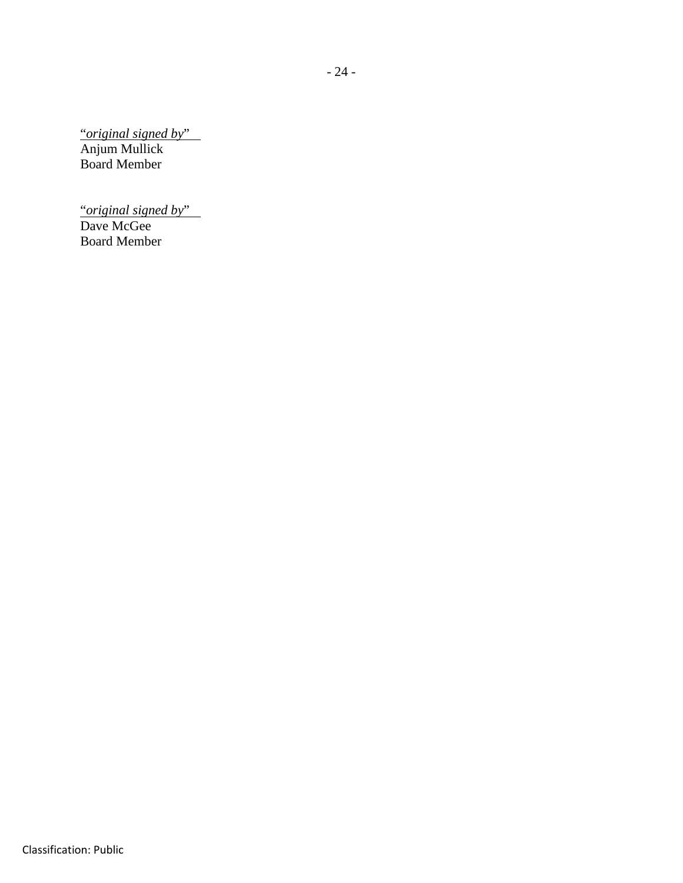"*original signed by*"
Anjum Mullick
Board Member

"*original signed by*"
Dave McGee
Board Member

Classification: Public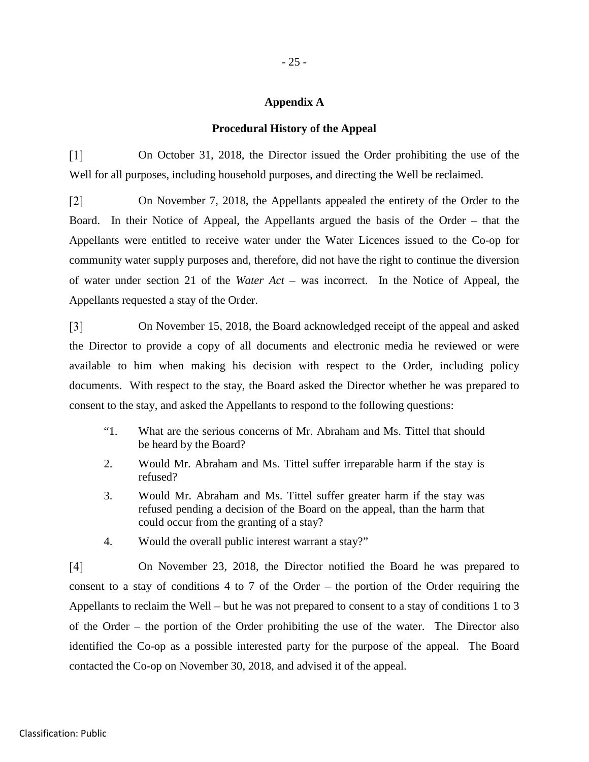## Appendix A

### Procedural History of the Appeal

[1] On October 31, 2018, the Director issued the Order prohibiting the use of the Well for all purposes, including household purposes, and directing the Well be reclaimed.

[2] On November 7, 2018, the Appellants appealed the entirety of the Order to the Board. In their Notice of Appeal, the Appellants argued the basis of the Order – that the Appellants were entitled to receive water under the Water Licences issued to the Co-op for community water supply purposes and, therefore, did not have the right to continue the diversion of water under section 21 of the *Water Act* – was incorrect. In the Notice of Appeal, the Appellants requested a stay of the Order.

[3] On November 15, 2018, the Board acknowledged receipt of the appeal and asked the Director to provide a copy of all documents and electronic media he reviewed or were available to him when making his decision with respect to the Order, including policy documents. With respect to the stay, the Board asked the Director whether he was prepared to consent to the stay, and asked the Appellants to respond to the following questions:

> "1. What are the serious concerns of Mr. Abraham and Ms. Tittel that should be heard by the Board?
>
> 2. Would Mr. Abraham and Ms. Tittel suffer irreparable harm if the stay is refused?
>
> 3. Would Mr. Abraham and Ms. Tittel suffer greater harm if the stay was refused pending a decision of the Board on the appeal, than the harm that could occur from the granting of a stay?
>
> 4. Would the overall public interest warrant a stay?"

[4] On November 23, 2018, the Director notified the Board he was prepared to consent to a stay of conditions 4 to 7 of the Order – the portion of the Order requiring the Appellants to reclaim the Well – but he was not prepared to consent to a stay of conditions 1 to 3 of the Order – the portion of the Order prohibiting the use of the water. The Director also identified the Co-op as a possible interested party for the purpose of the appeal. The Board contacted the Co-op on November 30, 2018, and advised it of the appeal.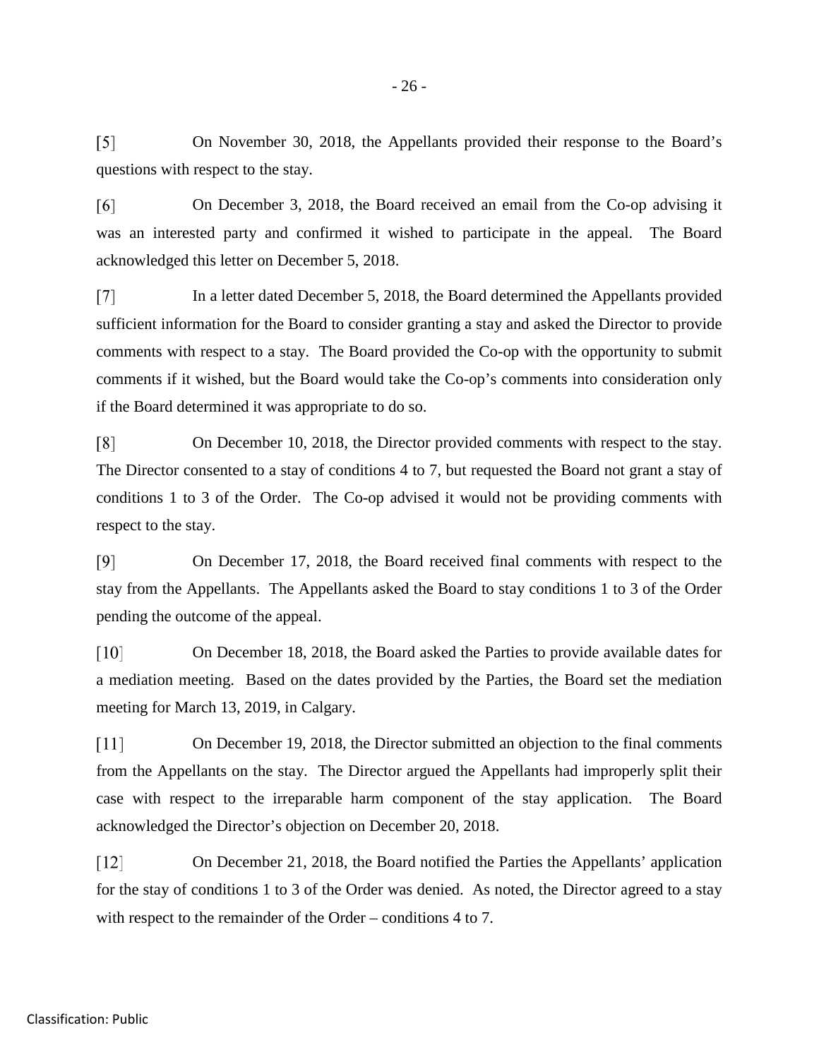[5] On November 30, 2018, the Appellants provided their response to the Board's questions with respect to the stay.

[6] On December 3, 2018, the Board received an email from the Co-op advising it was an interested party and confirmed it wished to participate in the appeal. The Board acknowledged this letter on December 5, 2018.

[7] In a letter dated December 5, 2018, the Board determined the Appellants provided sufficient information for the Board to consider granting a stay and asked the Director to provide comments with respect to a stay. The Board provided the Co-op with the opportunity to submit comments if it wished, but the Board would take the Co-op's comments into consideration only if the Board determined it was appropriate to do so.

[8] On December 10, 2018, the Director provided comments with respect to the stay. The Director consented to a stay of conditions 4 to 7, but requested the Board not grant a stay of conditions 1 to 3 of the Order. The Co-op advised it would not be providing comments with respect to the stay.

[9] On December 17, 2018, the Board received final comments with respect to the stay from the Appellants. The Appellants asked the Board to stay conditions 1 to 3 of the Order pending the outcome of the appeal.

[10] On December 18, 2018, the Board asked the Parties to provide available dates for a mediation meeting. Based on the dates provided by the Parties, the Board set the mediation meeting for March 13, 2019, in Calgary.

[11] On December 19, 2018, the Director submitted an objection to the final comments from the Appellants on the stay. The Director argued the Appellants had improperly split their case with respect to the irreparable harm component of the stay application. The Board acknowledged the Director's objection on December 20, 2018.

[12] On December 21, 2018, the Board notified the Parties the Appellants' application for the stay of conditions 1 to 3 of the Order was denied. As noted, the Director agreed to a stay with respect to the remainder of the Order – conditions 4 to 7.

Classification: Public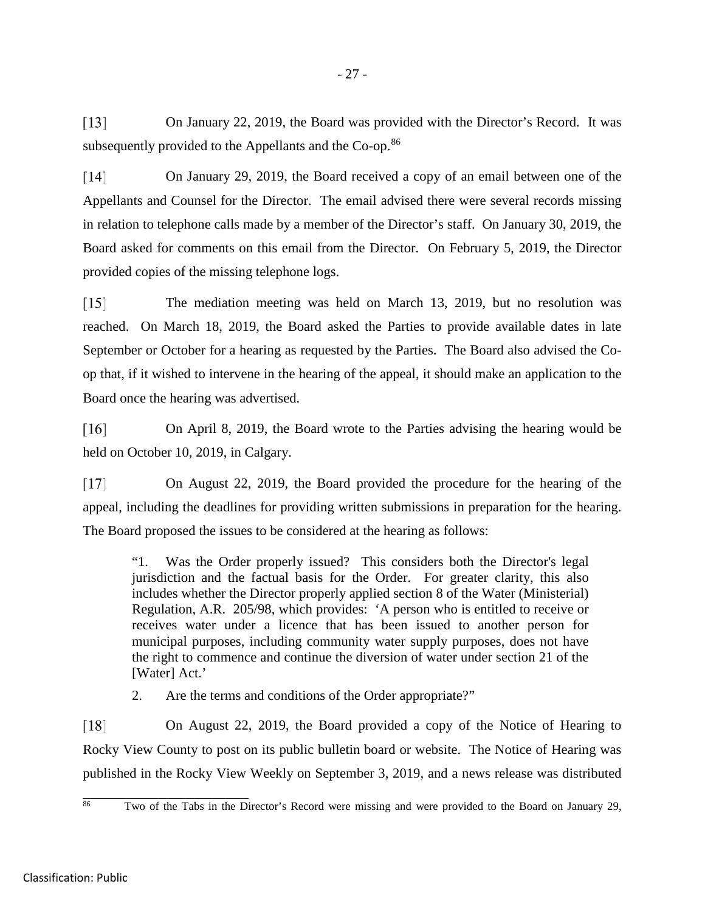[13] On January 22, 2019, the Board was provided with the Director's Record. It was subsequently provided to the Appellants and the Co-op.[86]

[14] On January 29, 2019, the Board received a copy of an email between one of the Appellants and Counsel for the Director. The email advised there were several records missing in relation to telephone calls made by a member of the Director's staff. On January 30, 2019, the Board asked for comments on this email from the Director. On February 5, 2019, the Director provided copies of the missing telephone logs.

[15] The mediation meeting was held on March 13, 2019, but no resolution was reached. On March 18, 2019, the Board asked the Parties to provide available dates in late September or October for a hearing as requested by the Parties. The Board also advised the Co-op that, if it wished to intervene in the hearing of the appeal, it should make an application to the Board once the hearing was advertised.

[16] On April 8, 2019, the Board wrote to the Parties advising the hearing would be held on October 10, 2019, in Calgary.

[17] On August 22, 2019, the Board provided the procedure for the hearing of the appeal, including the deadlines for providing written submissions in preparation for the hearing. The Board proposed the issues to be considered at the hearing as follows:

> "1. Was the Order properly issued? This considers both the Director's legal jurisdiction and the factual basis for the Order. For greater clarity, this also includes whether the Director properly applied section 8 of the Water (Ministerial) Regulation, A.R. 205/98, which provides: 'A person who is entitled to receive or receives water under a licence that has been issued to another person for municipal purposes, including community water supply purposes, does not have the right to commence and continue the diversion of water under section 21 of the [Water] Act.'
>
> 2. Are the terms and conditions of the Order appropriate?"

[18] On August 22, 2019, the Board provided a copy of the Notice of Hearing to Rocky View County to post on its public bulletin board or website. The Notice of Hearing was published in the Rocky View Weekly on September 3, 2019, and a news release was distributed

---

[86] Two of the Tabs in the Director's Record were missing and were provided to the Board on January 29,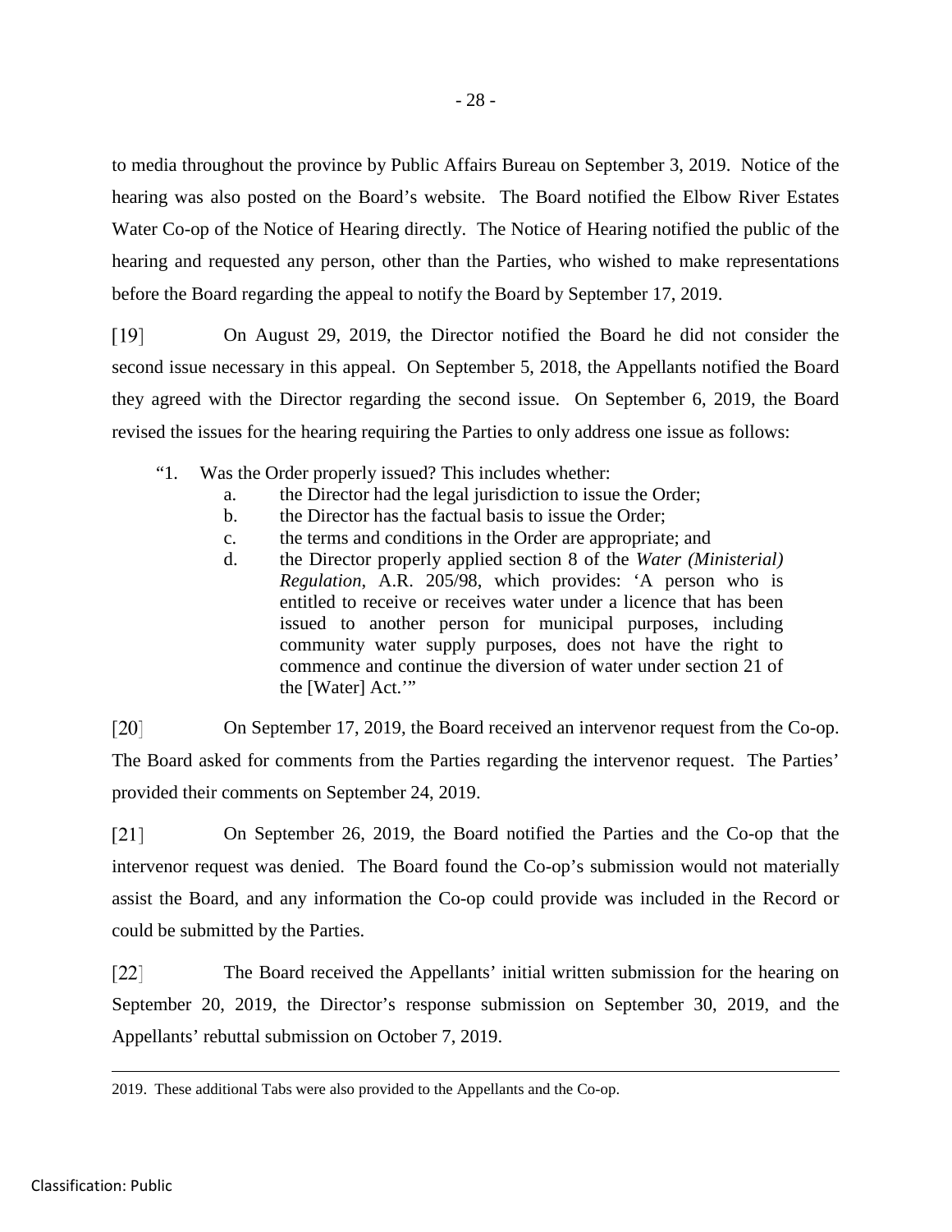to media throughout the province by Public Affairs Bureau on September 3, 2019. Notice of the hearing was also posted on the Board's website. The Board notified the Elbow River Estates Water Co-op of the Notice of Hearing directly. The Notice of Hearing notified the public of the hearing and requested any person, other than the Parties, who wished to make representations before the Board regarding the appeal to notify the Board by September 17, 2019.

[19] On August 29, 2019, the Director notified the Board he did not consider the second issue necessary in this appeal. On September 5, 2018, the Appellants notified the Board they agreed with the Director regarding the second issue. On September 6, 2019, the Board revised the issues for the hearing requiring the Parties to only address one issue as follows:

> "1. Was the Order properly issued? This includes whether:
> a. the Director had the legal jurisdiction to issue the Order;
> b. the Director has the factual basis to issue the Order;
> c. the terms and conditions in the Order are appropriate; and
> d. the Director properly applied section 8 of the *Water (Ministerial) Regulation,* A.R. 205/98, which provides: 'A person who is entitled to receive or receives water under a licence that has been issued to another person for municipal purposes, including community water supply purposes, does not have the right to commence and continue the diversion of water under section 21 of the [Water] Act.'"

[20] On September 17, 2019, the Board received an intervenor request from the Co-op. The Board asked for comments from the Parties regarding the intervenor request. The Parties' provided their comments on September 24, 2019.

[21] On September 26, 2019, the Board notified the Parties and the Co-op that the intervenor request was denied. The Board found the Co-op's submission would not materially assist the Board, and any information the Co-op could provide was included in the Record or could be submitted by the Parties.

[22] The Board received the Appellants' initial written submission for the hearing on September 20, 2019, the Director's response submission on September 30, 2019, and the Appellants' rebuttal submission on October 7, 2019.

---

2019. These additional Tabs were also provided to the Appellants and the Co-op.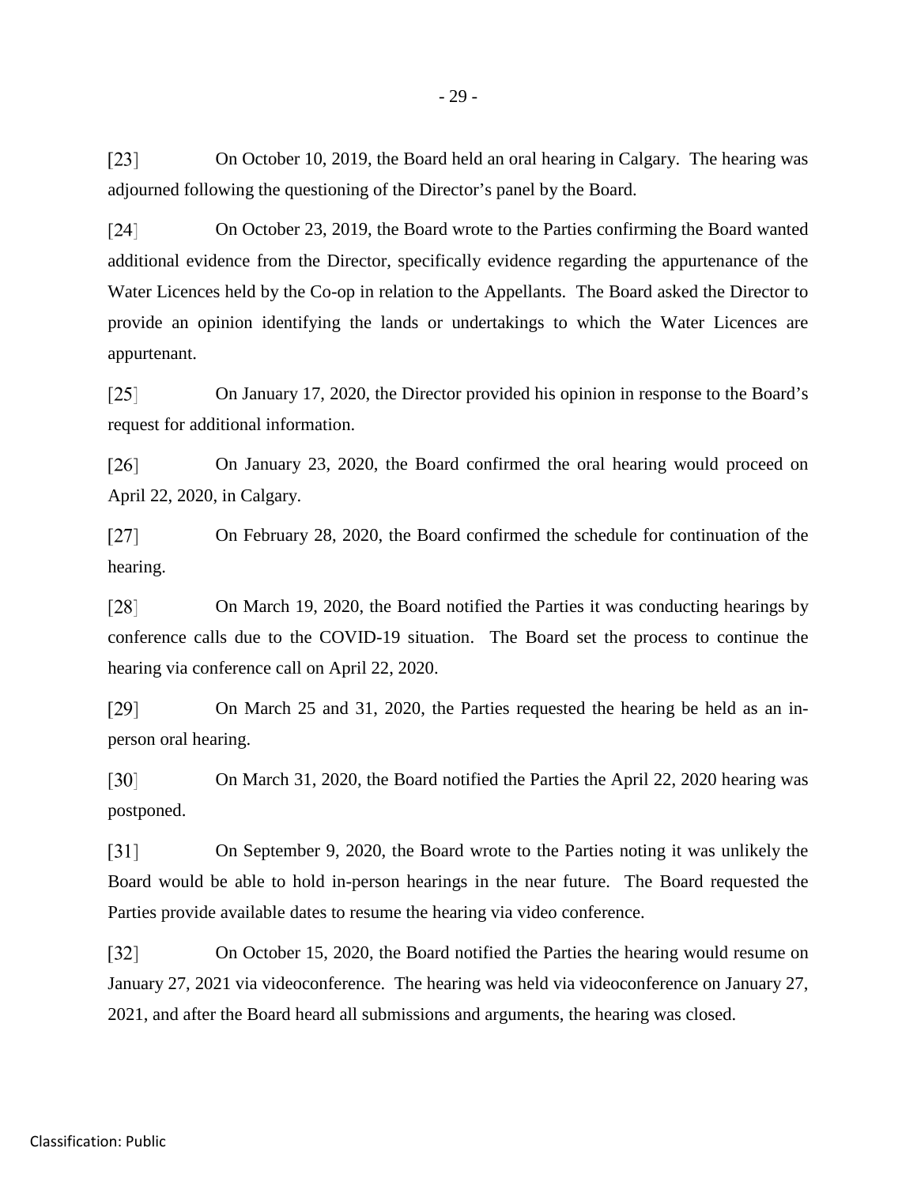[23] On October 10, 2019, the Board held an oral hearing in Calgary. The hearing was adjourned following the questioning of the Director's panel by the Board.

[24] On October 23, 2019, the Board wrote to the Parties confirming the Board wanted additional evidence from the Director, specifically evidence regarding the appurtenance of the Water Licences held by the Co-op in relation to the Appellants. The Board asked the Director to provide an opinion identifying the lands or undertakings to which the Water Licences are appurtenant.

[25] On January 17, 2020, the Director provided his opinion in response to the Board's request for additional information.

[26] On January 23, 2020, the Board confirmed the oral hearing would proceed on April 22, 2020, in Calgary.

[27] On February 28, 2020, the Board confirmed the schedule for continuation of the hearing.

[28] On March 19, 2020, the Board notified the Parties it was conducting hearings by conference calls due to the COVID-19 situation. The Board set the process to continue the hearing via conference call on April 22, 2020.

[29] On March 25 and 31, 2020, the Parties requested the hearing be held as an in-person oral hearing.

[30] On March 31, 2020, the Board notified the Parties the April 22, 2020 hearing was postponed.

[31] On September 9, 2020, the Board wrote to the Parties noting it was unlikely the Board would be able to hold in-person hearings in the near future. The Board requested the Parties provide available dates to resume the hearing via video conference.

[32] On October 15, 2020, the Board notified the Parties the hearing would resume on January 27, 2021 via videoconference. The hearing was held via videoconference on January 27, 2021, and after the Board heard all submissions and arguments, the hearing was closed.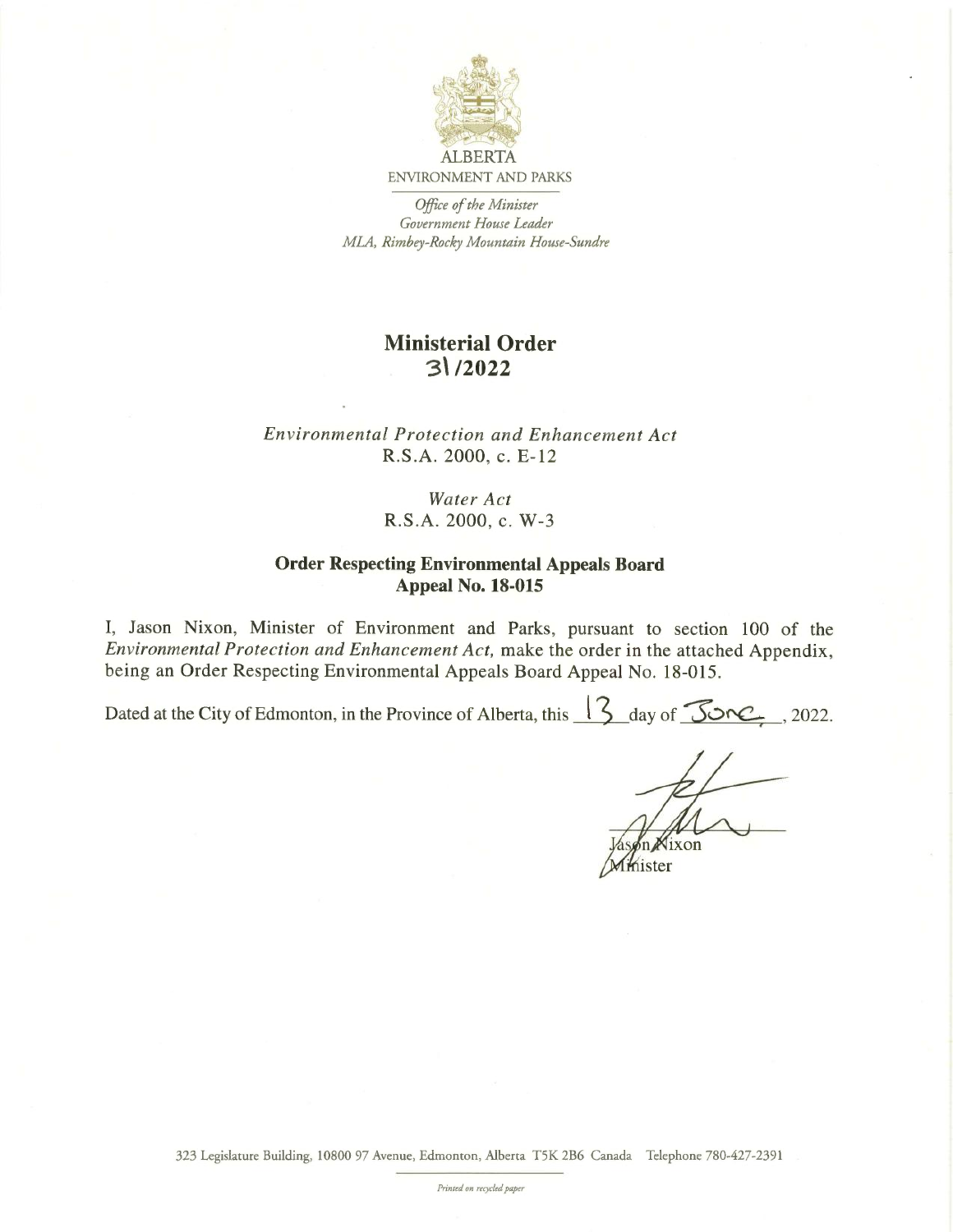ALBERTA

ENVIRONMENT AND PARKS

*Office of the Minister*
*Government House Leader*
*MLA, Rimbey-Rocky Mountain House-Sundre*

# Ministerial Order
# 31/2022

*Environmental Protection and Enhancement Act*
R.S.A. 2000, c. E-12

*Water Act*
R.S.A. 2000, c. W-3

## Order Respecting Environmental Appeals Board Appeal No. 18-015

I, Jason Nixon, Minister of Environment and Parks, pursuant to section 100 of the *Environmental Protection and Enhancement Act,* make the order in the attached Appendix, being an Order Respecting Environmental Appeals Board Appeal No. 18-015.

Dated at the City of Edmonton, in the Province of Alberta, this 13 day of June, 2022.

Jason Nixon
Minister

323 Legislature Building, 10800 97 Avenue, Edmonton, Alberta T5K 2B6 Canada Telephone 780-427-2391

*Printed on recycled paper*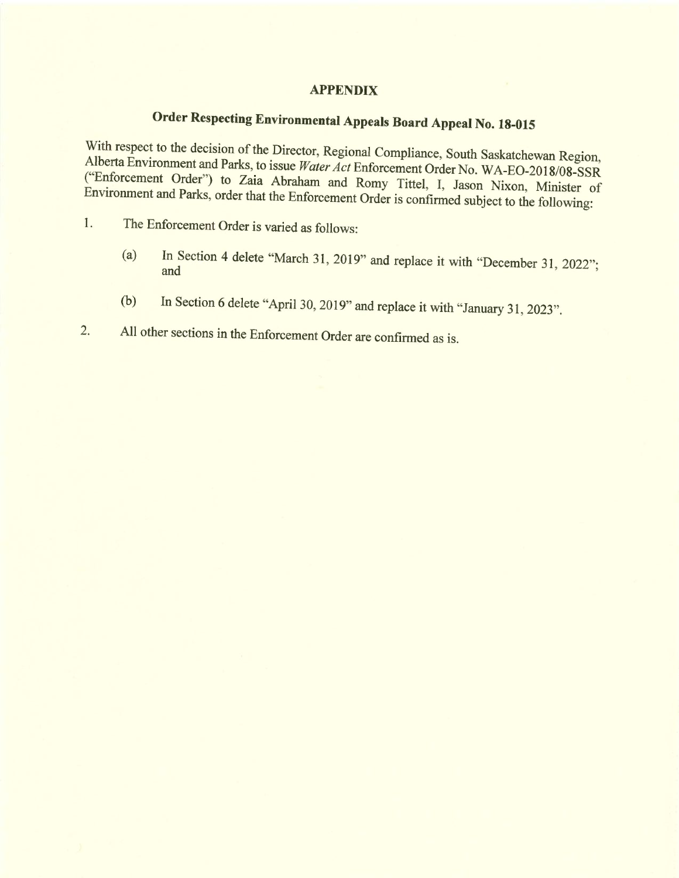## APPENDIX

### Order Respecting Environmental Appeals Board Appeal No. 18-015

With respect to the decision of the Director, Regional Compliance, South Saskatchewan Region, Alberta Environment and Parks, to issue *Water Act* Enforcement Order No. WA-EO-2018/08-SSR ("Enforcement Order") to Zaia Abraham and Romy Tittel, I, Jason Nixon, Minister of Environment and Parks, order that the Enforcement Order is confirmed subject to the following:

1. The Enforcement Order is varied as follows:

   (a) In Section 4 delete "March 31, 2019" and replace it with "December 31, 2022"; and

   (b) In Section 6 delete "April 30, 2019" and replace it with "January 31, 2023".

2. All other sections in the Enforcement Order are confirmed as is.